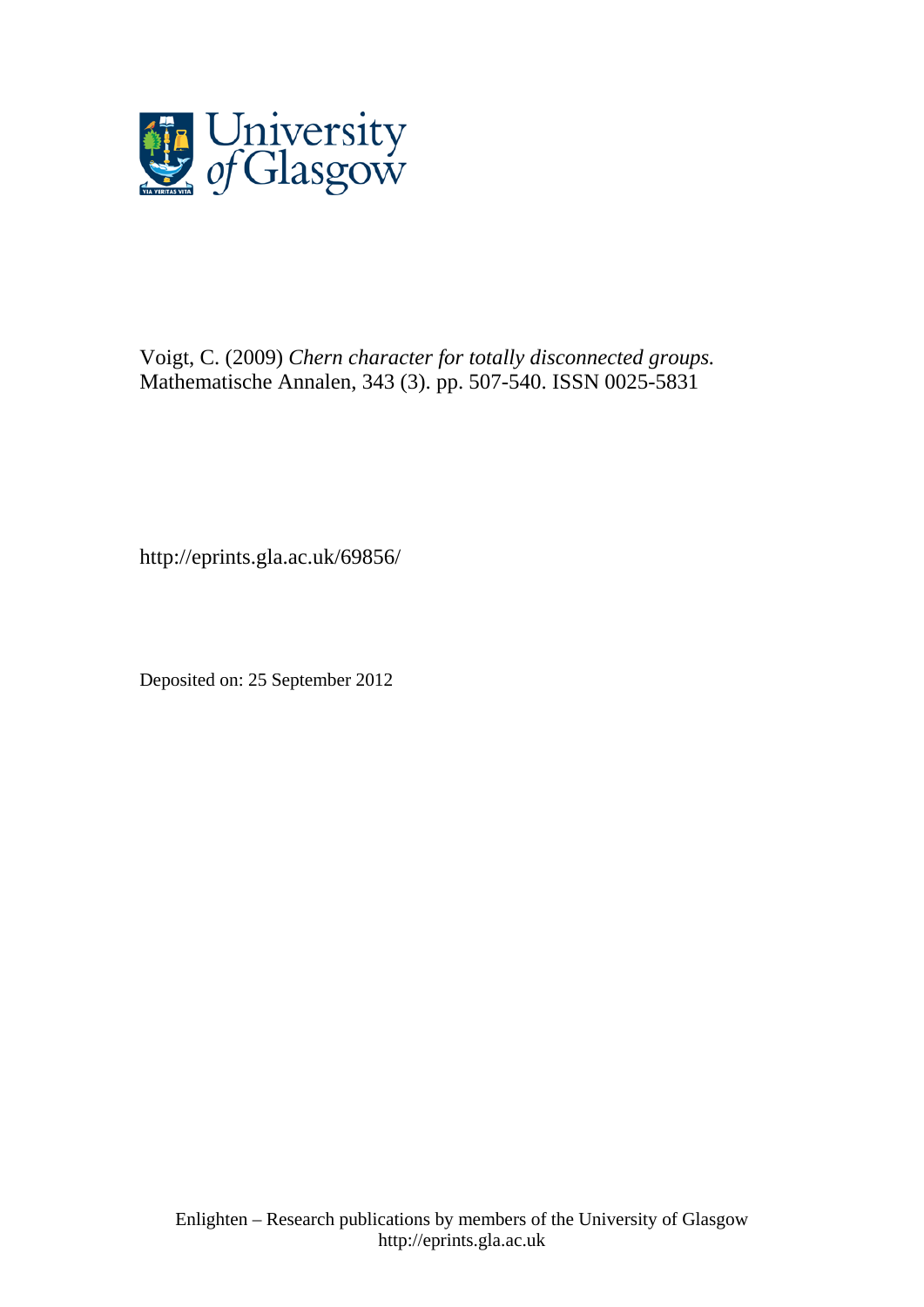University of Glasgow

Voigt, C. (2009) *Chern character for totally disconnected groups.* Mathematische Annalen, 343 (3). pp. 507-540. ISSN 0025-5831

http://eprints.gla.ac.uk/69856/

Deposited on: 25 September 2012

Enlighten – Research publications by members of the University of Glasgow
http://eprints.gla.ac.uk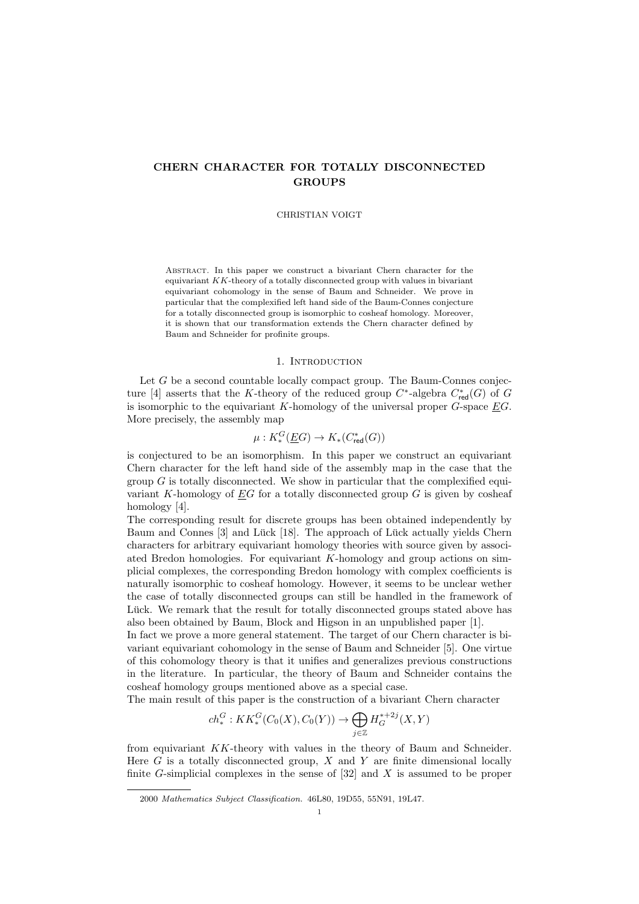# CHERN CHARACTER FOR TOTALLY DISCONNECTED GROUPS

CHRISTIAN VOIGT

Abstract. In this paper we construct a bivariant Chern character for the equivariant $KK$-theory of a totally disconnected group with values in bivariant equivariant cohomology in the sense of Baum and Schneider. We prove in particular that the complexified left hand side of the Baum-Connes conjecture for a totally disconnected group is isomorphic to cosheaf homology. Moreover, it is shown that our transformation extends the Chern character defined by Baum and Schneider for profinite groups.

## 1. Introduction

Let $G$ be a second countable locally compact group. The Baum-Connes conjecture [4] asserts that the $K$-theory of the reduced group $C^*$-algebra $C^*_{\mathsf{red}}(G)$ of $G$ is isomorphic to the equivariant $K$-homology of the universal proper $G$-space $\underline{E}G$. More precisely, the assembly map

$$\mu : K^G_*(\underline{E}G) \to K_*(C^*_{\mathsf{red}}(G))$$

is conjectured to be an isomorphism. In this paper we construct an equivariant Chern character for the left hand side of the assembly map in the case that the group $G$ is totally disconnected. We show in particular that the complexified equivariant $K$-homology of $\underline{E}G$ for a totally disconnected group $G$ is given by cosheaf homology [4].

The corresponding result for discrete groups has been obtained independently by Baum and Connes [3] and Lück [18]. The approach of Lück actually yields Chern characters for arbitrary equivariant homology theories with source given by associated Bredon homologies. For equivariant $K$-homology and group actions on simplicial complexes, the corresponding Bredon homology with complex coefficients is naturally isomorphic to cosheaf homology. However, it seems to be unclear wether the case of totally disconnected groups can still be handled in the framework of Lück. We remark that the result for totally disconnected groups stated above has also been obtained by Baum, Block and Higson in an unpublished paper [1].

In fact we prove a more general statement. The target of our Chern character is bivariant equivariant cohomology in the sense of Baum and Schneider [5]. One virtue of this cohomology theory is that it unifies and generalizes previous constructions in the literature. In particular, the theory of Baum and Schneider contains the cosheaf homology groups mentioned above as a special case.

The main result of this paper is the construction of a bivariant Chern character

$$ch^G_* : KK^G_*(C_0(X), C_0(Y)) \to \bigoplus_{j\in\mathbb{Z}} H^{*+2j}_G(X, Y)$$

from equivariant $KK$-theory with values in the theory of Baum and Schneider. Here $G$ is a totally disconnected group, $X$ and $Y$ are finite dimensional locally finite $G$-simplicial complexes in the sense of [32] and $X$ is assumed to be proper

2000 *Mathematics Subject Classification.* 46L80, 19D55, 55N91, 19L47.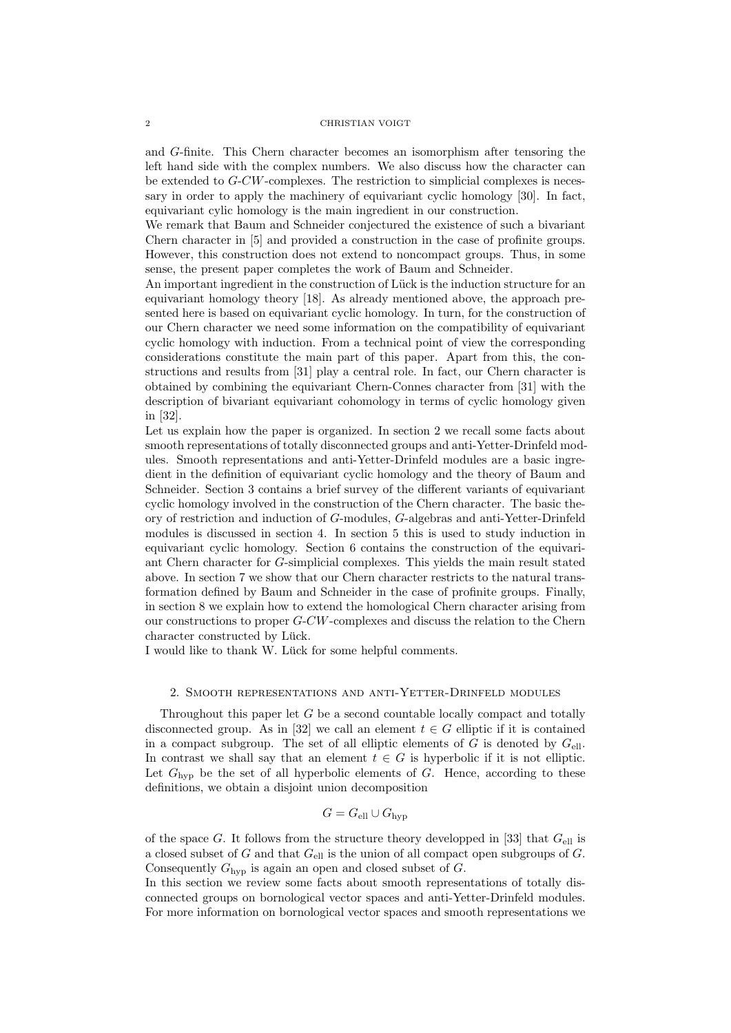and $G$-finite. This Chern character becomes an isomorphism after tensoring the left hand side with the complex numbers. We also discuss how the character can be extended to $G$-$CW$-complexes. The restriction to simplicial complexes is necessary in order to apply the machinery of equivariant cyclic homology [30]. In fact, equivariant cylic homology is the main ingredient in our construction.
We remark that Baum and Schneider conjectured the existence of such a bivariant Chern character in [5] and provided a construction in the case of profinite groups. However, this construction does not extend to noncompact groups. Thus, in some sense, the present paper completes the work of Baum and Schneider.
An important ingredient in the construction of Lück is the induction structure for an equivariant homology theory [18]. As already mentioned above, the approach presented here is based on equivariant cyclic homology. In turn, for the construction of our Chern character we need some information on the compatibility of equivariant cyclic homology with induction. From a technical point of view the corresponding considerations constitute the main part of this paper. Apart from this, the constructions and results from [31] play a central role. In fact, our Chern character is obtained by combining the equivariant Chern-Connes character from [31] with the description of bivariant equivariant cohomology in terms of cyclic homology given in [32].
Let us explain how the paper is organized. In section 2 we recall some facts about smooth representations of totally disconnected groups and anti-Yetter-Drinfeld modules. Smooth representations and anti-Yetter-Drinfeld modules are a basic ingredient in the definition of equivariant cyclic homology and the theory of Baum and Schneider. Section 3 contains a brief survey of the different variants of equivariant cyclic homology involved in the construction of the Chern character. The basic theory of restriction and induction of $G$-modules, $G$-algebras and anti-Yetter-Drinfeld modules is discussed in section 4. In section 5 this is used to study induction in equivariant cyclic homology. Section 6 contains the construction of the equivariant Chern character for $G$-simplicial complexes. This yields the main result stated above. In section 7 we show that our Chern character restricts to the natural transformation defined by Baum and Schneider in the case of profinite groups. Finally, in section 8 we explain how to extend the homological Chern character arising from our constructions to proper $G$-$CW$-complexes and discuss the relation to the Chern character constructed by Lück.
I would like to thank W. Lück for some helpful comments.

## 2. Smooth representations and anti-Yetter-Drinfeld modules

Throughout this paper let $G$ be a second countable locally compact and totally disconnected group. As in [32] we call an element $t \in G$ elliptic if it is contained in a compact subgroup. The set of all elliptic elements of $G$ is denoted by $G_{\mathrm{ell}}$. In contrast we shall say that an element $t \in G$ is hyperbolic if it is not elliptic. Let $G_{\mathrm{hyp}}$ be the set of all hyperbolic elements of $G$. Hence, according to these definitions, we obtain a disjoint union decomposition

$$G = G_{\mathrm{ell}} \cup G_{\mathrm{hyp}}$$

of the space $G$. It follows from the structure theory developped in [33] that $G_{\mathrm{ell}}$ is a closed subset of $G$ and that $G_{\mathrm{ell}}$ is the union of all compact open subgroups of $G$. Consequently $G_{\mathrm{hyp}}$ is again an open and closed subset of $G$.
In this section we review some facts about smooth representations of totally disconnected groups on bornological vector spaces and anti-Yetter-Drinfeld modules. For more information on bornological vector spaces and smooth representations we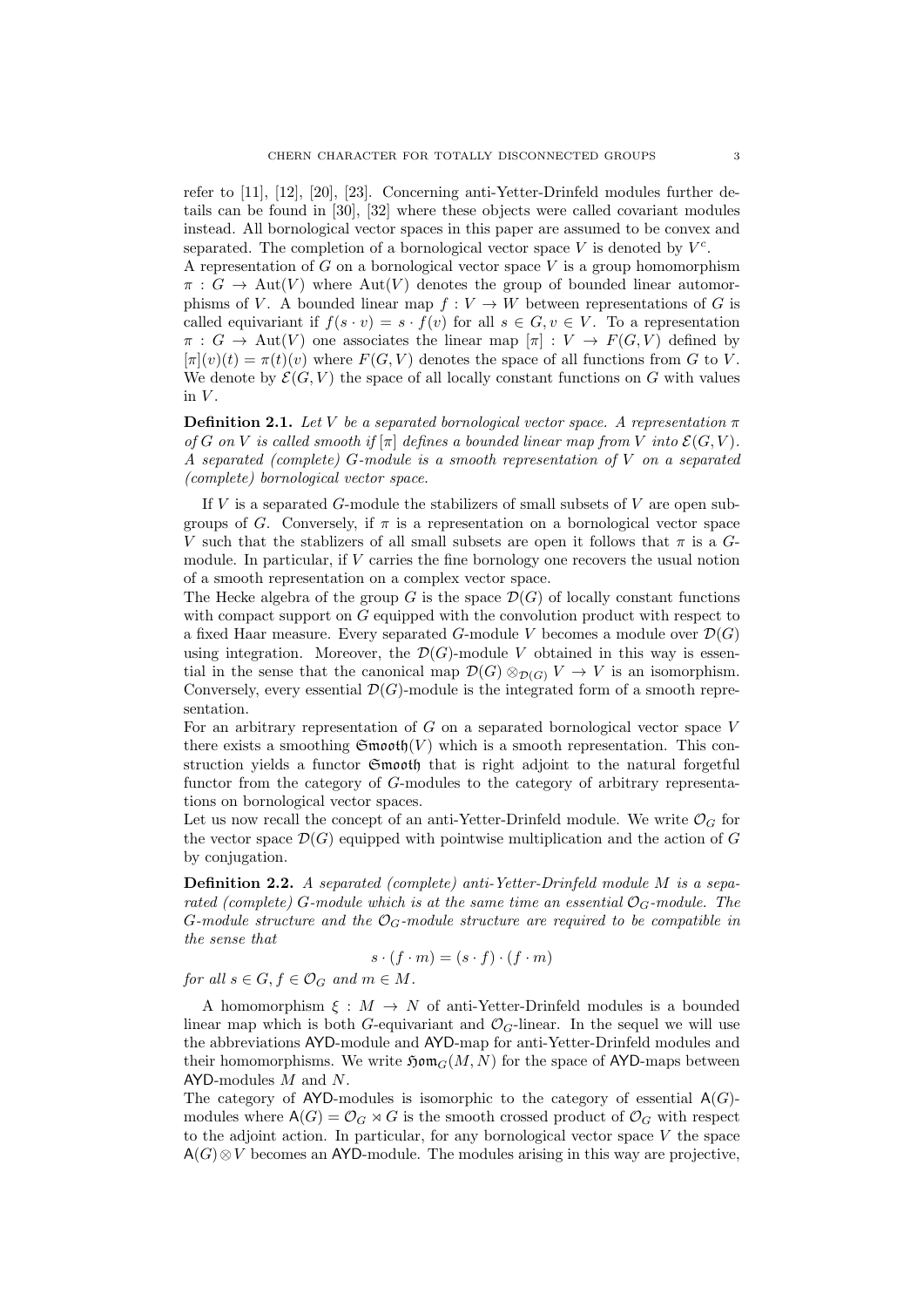refer to [11], [12], [20], [23]. Concerning anti-Yetter-Drinfeld modules further details can be found in [30], [32] where these objects were called covariant modules instead. All bornological vector spaces in this paper are assumed to be convex and separated. The completion of a bornological vector space $V$ is denoted by $V^c$.

A representation of $G$ on a bornological vector space $V$ is a group homomorphism $\pi : G \to \mathrm{Aut}(V)$ where $\mathrm{Aut}(V)$ denotes the group of bounded linear automorphisms of $V$. A bounded linear map $f : V \to W$ between representations of $G$ is called equivariant if $f(s \cdot v) = s \cdot f(v)$ for all $s \in G, v \in V$. To a representation $\pi : G \to \mathrm{Aut}(V)$ one associates the linear map $[\pi] : V \to F(G, V)$ defined by $[\pi](v)(t) = \pi(t)(v)$ where $F(G, V)$ denotes the space of all functions from $G$ to $V$. We denote by $\mathcal{E}(G, V)$ the space of all locally constant functions on $G$ with values in $V$.

**Definition 2.1.** *Let $V$ be a separated bornological vector space. A representation $\pi$ of $G$ on $V$ is called smooth if $[\pi]$ defines a bounded linear map from $V$ into $\mathcal{E}(G, V)$. A separated (complete) $G$-module is a smooth representation of $V$ on a separated (complete) bornological vector space.*

If $V$ is a separated $G$-module the stabilizers of small subsets of $V$ are open subgroups of $G$. Conversely, if $\pi$ is a representation on a bornological vector space $V$ such that the stablizers of all small subsets are open it follows that $\pi$ is a $G$-module. In particular, if $V$ carries the fine bornology one recovers the usual notion of a smooth representation on a complex vector space.

The Hecke algebra of the group $G$ is the space $\mathcal{D}(G)$ of locally constant functions with compact support on $G$ equipped with the convolution product with respect to a fixed Haar measure. Every separated $G$-module $V$ becomes a module over $\mathcal{D}(G)$ using integration. Moreover, the $\mathcal{D}(G)$-module $V$ obtained in this way is essential in the sense that the canonical map $\mathcal{D}(G) \otimes_{\mathcal{D}(G)} V \to V$ is an isomorphism. Conversely, every essential $\mathcal{D}(G)$-module is the integrated form of a smooth representation.

For an arbitrary representation of $G$ on a separated bornological vector space $V$ there exists a smoothing $\mathfrak{Smooth}(V)$ which is a smooth representation. This construction yields a functor $\mathfrak{Smooth}$ that is right adjoint to the natural forgetful functor from the category of $G$-modules to the category of arbitrary representations on bornological vector spaces.

Let us now recall the concept of an anti-Yetter-Drinfeld module. We write $\mathcal{O}_G$ for the vector space $\mathcal{D}(G)$ equipped with pointwise multiplication and the action of $G$ by conjugation.

**Definition 2.2.** *A separated (complete) anti-Yetter-Drinfeld module $M$ is a separated (complete) $G$-module which is at the same time an essential $\mathcal{O}_G$-module. The $G$-module structure and the $\mathcal{O}_G$-module structure are required to be compatible in the sense that*

$$s \cdot (f \cdot m) = (s \cdot f) \cdot (f \cdot m)$$

*for all $s \in G, f \in \mathcal{O}_G$ and $m \in M$.*

A homomorphism $\xi : M \to N$ of anti-Yetter-Drinfeld modules is a bounded linear map which is both $G$-equivariant and $\mathcal{O}_G$-linear. In the sequel we will use the abbreviations $\mathsf{AYD}$-module and $\mathsf{AYD}$-map for anti-Yetter-Drinfeld modules and their homomorphisms. We write $\mathfrak{Hom}_G(M, N)$ for the space of $\mathsf{AYD}$-maps between $\mathsf{AYD}$-modules $M$ and $N$.

The category of $\mathsf{AYD}$-modules is isomorphic to the category of essential $\mathsf{A}(G)$-modules where $\mathsf{A}(G) = \mathcal{O}_G \rtimes G$ is the smooth crossed product of $\mathcal{O}_G$ with respect to the adjoint action. In particular, for any bornological vector space $V$ the space $\mathsf{A}(G) \otimes V$ becomes an $\mathsf{AYD}$-module. The modules arising in this way are projective,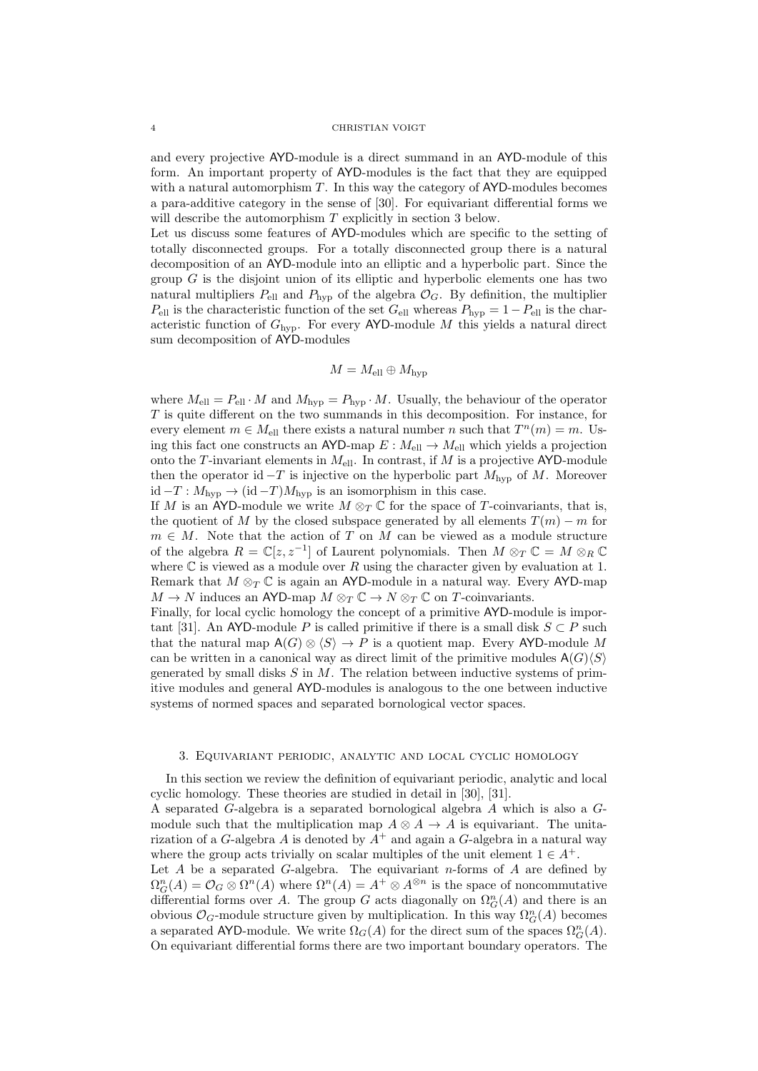and every projective AYD-module is a direct summand in an AYD-module of this form. An important property of AYD-modules is the fact that they are equipped with a natural automorphism $T$. In this way the category of AYD-modules becomes a para-additive category in the sense of [30]. For equivariant differential forms we will describe the automorphism $T$ explicitly in section 3 below.

Let us discuss some features of AYD-modules which are specific to the setting of totally disconnected groups. For a totally disconnected group there is a natural decomposition of an AYD-module into an elliptic and a hyperbolic part. Since the group $G$ is the disjoint union of its elliptic and hyperbolic elements one has two natural multipliers $P_{\mathrm{ell}}$ and $P_{\mathrm{hyp}}$ of the algebra $\mathcal{O}_G$. By definition, the multiplier $P_{\mathrm{ell}}$ is the characteristic function of the set $G_{\mathrm{ell}}$ whereas $P_{\mathrm{hyp}} = 1 - P_{\mathrm{ell}}$ is the characteristic function of $G_{\mathrm{hyp}}$. For every AYD-module $M$ this yields a natural direct sum decomposition of AYD-modules

$$M = M_{\mathrm{ell}} \oplus M_{\mathrm{hyp}}$$

where $M_{\mathrm{ell}} = P_{\mathrm{ell}} \cdot M$ and $M_{\mathrm{hyp}} = P_{\mathrm{hyp}} \cdot M$. Usually, the behaviour of the operator $T$ is quite different on the two summands in this decomposition. For instance, for every element $m \in M_{\mathrm{ell}}$ there exists a natural number $n$ such that $T^n(m) = m$. Using this fact one constructs an AYD-map $E : M_{\mathrm{ell}} \to M_{\mathrm{ell}}$ which yields a projection onto the $T$-invariant elements in $M_{\mathrm{ell}}$. In contrast, if $M$ is a projective AYD-module then the operator $\mathrm{id} - T$ is injective on the hyperbolic part $M_{\mathrm{hyp}}$ of $M$. Moreover $\mathrm{id} - T : M_{\mathrm{hyp}} \to (\mathrm{id} - T)M_{\mathrm{hyp}}$ is an isomorphism in this case.

If $M$ is an AYD-module we write $M \otimes_T \mathbb{C}$ for the space of $T$-coinvariants, that is, the quotient of $M$ by the closed subspace generated by all elements $T(m) - m$ for $m \in M$. Note that the action of $T$ on $M$ can be viewed as a module structure of the algebra $R = \mathbb{C}[z, z^{-1}]$ of Laurent polynomials. Then $M \otimes_T \mathbb{C} = M \otimes_R \mathbb{C}$ where $\mathbb{C}$ is viewed as a module over $R$ using the character given by evaluation at 1. Remark that $M \otimes_T \mathbb{C}$ is again an AYD-module in a natural way. Every AYD-map $M \to N$ induces an AYD-map $M \otimes_T \mathbb{C} \to N \otimes_T \mathbb{C}$ on $T$-coinvariants.

Finally, for local cyclic homology the concept of a primitive AYD-module is important [31]. An AYD-module $P$ is called primitive if there is a small disk $S \subset P$ such that the natural map $\mathsf{A}(G) \otimes \langle S \rangle \to P$ is a quotient map. Every AYD-module $M$ can be written in a canonical way as direct limit of the primitive modules $\mathsf{A}(G)\langle S \rangle$ generated by small disks $S$ in $M$. The relation between inductive systems of primitive modules and general AYD-modules is analogous to the one between inductive systems of normed spaces and separated bornological vector spaces.

## 3. Equivariant periodic, analytic and local cyclic homology

In this section we review the definition of equivariant periodic, analytic and local cyclic homology. These theories are studied in detail in [30], [31].

A separated $G$-algebra is a separated bornological algebra $A$ which is also a $G$-module such that the multiplication map $A \otimes A \to A$ is equivariant. The unitarization of a $G$-algebra $A$ is denoted by $A^+$ and again a $G$-algebra in a natural way where the group acts trivially on scalar multiples of the unit element $1 \in A^+$.

Let $A$ be a separated $G$-algebra. The equivariant $n$-forms of $A$ are defined by $\Omega^n_G(A) = \mathcal{O}_G \otimes \Omega^n(A)$ where $\Omega^n(A) = A^+ \otimes A^{\otimes n}$ is the space of noncommutative differential forms over $A$. The group $G$ acts diagonally on $\Omega^n_G(A)$ and there is an obvious $\mathcal{O}_G$-module structure given by multiplication. In this way $\Omega^n_G(A)$ becomes a separated AYD-module. We write $\Omega_G(A)$ for the direct sum of the spaces $\Omega^n_G(A)$. On equivariant differential forms there are two important boundary operators. The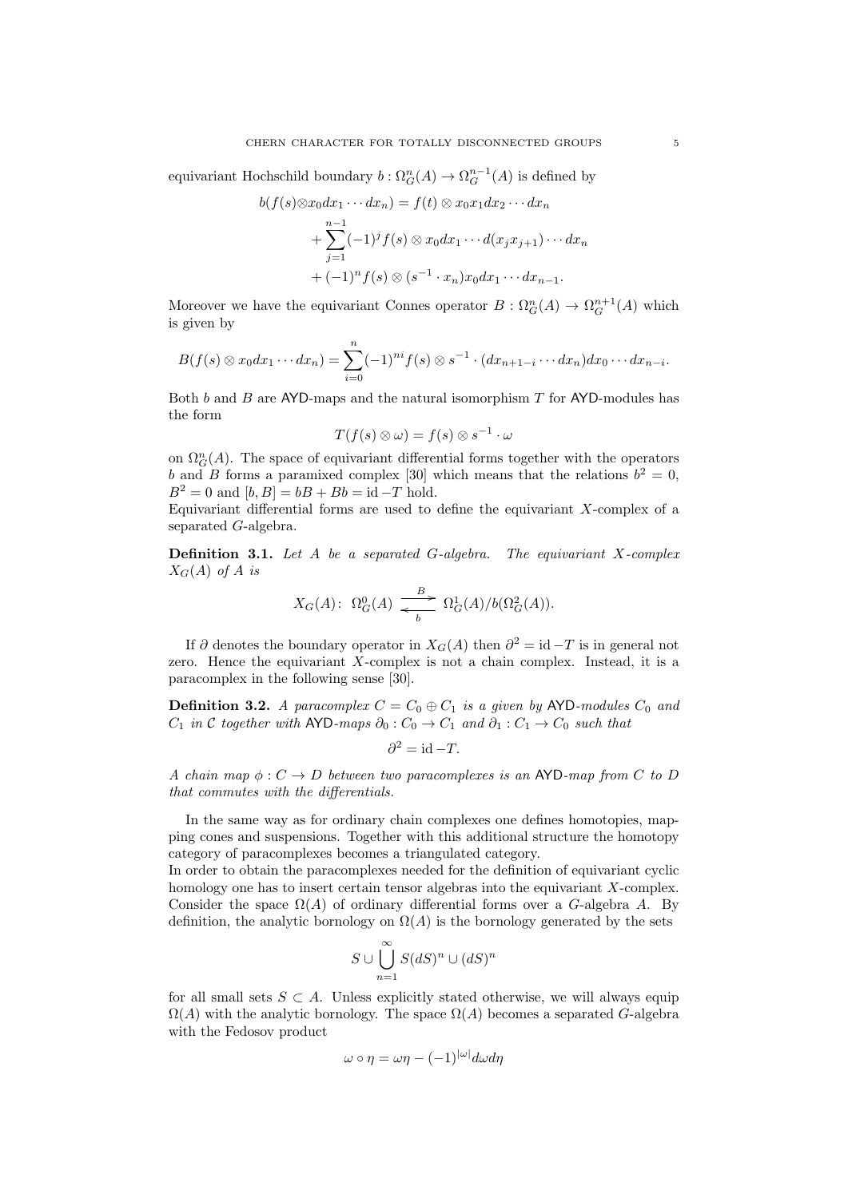equivariant Hochschild boundary $b : \Omega^n_G(A) \to \Omega^{n-1}_G(A)$ is defined by

$$
\begin{aligned}
b(f(s)\otimes x_0 dx_1 \cdots dx_n) &= f(t) \otimes x_0 x_1 dx_2 \cdots dx_n \\
&+ \sum_{j=1}^{n-1} (-1)^j f(s) \otimes x_0 dx_1 \cdots d(x_j x_{j+1}) \cdots dx_n \\
&+ (-1)^n f(s) \otimes (s^{-1} \cdot x_n) x_0 dx_1 \cdots dx_{n-1}.
\end{aligned}
$$

Moreover we have the equivariant Connes operator $B : \Omega^n_G(A) \to \Omega^{n+1}_G(A)$ which is given by

$$
B(f(s) \otimes x_0 dx_1 \cdots dx_n) = \sum_{i=0}^{n} (-1)^{ni} f(s) \otimes s^{-1} \cdot (dx_{n+1-i} \cdots dx_n) dx_0 \cdots dx_{n-i}.
$$

Both $b$ and $B$ are AYD-maps and the natural isomorphism $T$ for AYD-modules has the form

$$
T(f(s) \otimes \omega) = f(s) \otimes s^{-1} \cdot \omega
$$

on $\Omega^n_G(A)$. The space of equivariant differential forms together with the operators $b$ and $B$ forms a paramixed complex [30] which means that the relations $b^2 = 0$, $B^2 = 0$ and $[b, B] = bB + Bb = \mathrm{id} - T$ hold.

Equivariant differential forms are used to define the equivariant $X$-complex of a separated $G$-algebra.

**Definition 3.1.** *Let $A$ be a separated $G$-algebra. The equivariant $X$-complex $X_G(A)$ of $A$ is*

$$
X_G(A) \colon \ \Omega^0_G(A) \underset{b}{\overset{B}{\rightleftarrows}} \Omega^1_G(A)/b(\Omega^2_G(A)).
$$

If $\partial$ denotes the boundary operator in $X_G(A)$ then $\partial^2 = \mathrm{id} - T$ is in general not zero. Hence the equivariant $X$-complex is not a chain complex. Instead, it is a paracomplex in the following sense [30].

**Definition 3.2.** *A paracomplex $C = C_0 \oplus C_1$ is a given by AYD-modules $C_0$ and $C_1$ in $\mathcal{C}$ together with AYD-maps $\partial_0 : C_0 \to C_1$ and $\partial_1 : C_1 \to C_0$ such that*

$$
\partial^2 = \mathrm{id} - T.
$$

*A chain map $\phi : C \to D$ between two paracomplexes is an AYD-map from $C$ to $D$ that commutes with the differentials.*

In the same way as for ordinary chain complexes one defines homotopies, mapping cones and suspensions. Together with this additional structure the homotopy category of paracomplexes becomes a triangulated category.

In order to obtain the paracomplexes needed for the definition of equivariant cyclic homology one has to insert certain tensor algebras into the equivariant $X$-complex. Consider the space $\Omega(A)$ of ordinary differential forms over a $G$-algebra $A$. By definition, the analytic bornology on $\Omega(A)$ is the bornology generated by the sets

$$
S \cup \bigcup_{n=1}^{\infty} S(dS)^n \cup (dS)^n
$$

for all small sets $S \subset A$. Unless explicitly stated otherwise, we will always equip $\Omega(A)$ with the analytic bornology. The space $\Omega(A)$ becomes a separated $G$-algebra with the Fedosov product

$$
\omega \circ \eta = \omega\eta - (-1)^{|\omega|} d\omega d\eta
$$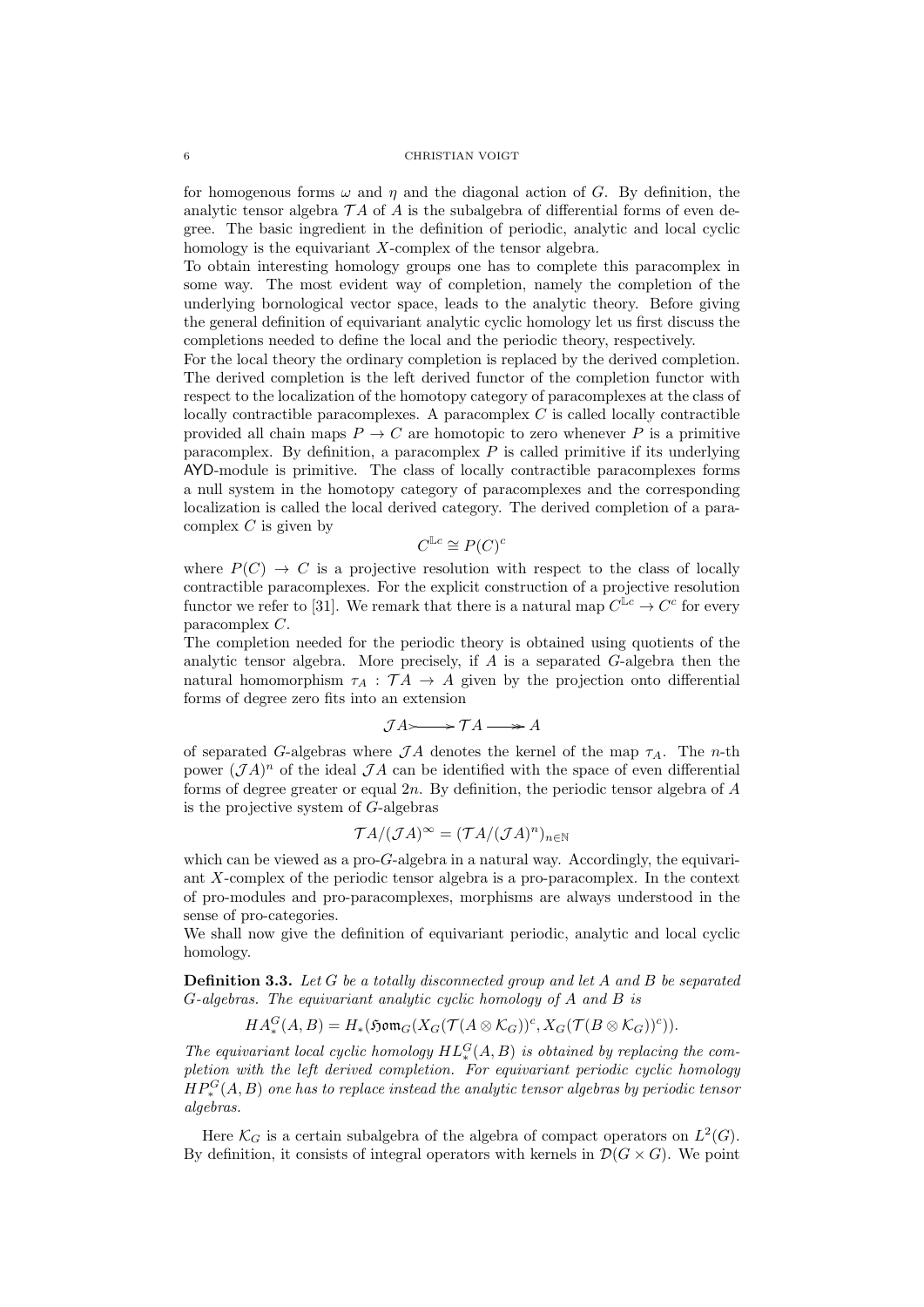for homogenous forms $\omega$ and $\eta$ and the diagonal action of $G$. By definition, the analytic tensor algebra $\mathcal{T}A$ of $A$ is the subalgebra of differential forms of even degree. The basic ingredient in the definition of periodic, analytic and local cyclic homology is the equivariant $X$-complex of the tensor algebra.

To obtain interesting homology groups one has to complete this paracomplex in some way. The most evident way of completion, namely the completion of the underlying bornological vector space, leads to the analytic theory. Before giving the general definition of equivariant analytic cyclic homology let us first discuss the completions needed to define the local and the periodic theory, respectively.

For the local theory the ordinary completion is replaced by the derived completion. The derived completion is the left derived functor of the completion functor with respect to the localization of the homotopy category of paracomplexes at the class of locally contractible paracomplexes. A paracomplex $C$ is called locally contractible provided all chain maps $P \to C$ are homotopic to zero whenever $P$ is a primitive paracomplex. By definition, a paracomplex $P$ is called primitive if its underlying $\mathsf{AYD}$-module is primitive. The class of locally contractible paracomplexes forms a null system in the homotopy category of paracomplexes and the corresponding localization is called the local derived category. The derived completion of a paracomplex $C$ is given by

$$C^{\mathbb{L}c} \cong P(C)^c$$

where $P(C) \to C$ is a projective resolution with respect to the class of locally contractible paracomplexes. For the explicit construction of a projective resolution functor we refer to [31]. We remark that there is a natural map $C^{\mathbb{L}c} \to C^c$ for every paracomplex $C$.

The completion needed for the periodic theory is obtained using quotients of the analytic tensor algebra. More precisely, if $A$ is a separated $G$-algebra then the natural homomorphism $\tau_A : \mathcal{T}A \to A$ given by the projection onto differential forms of degree zero fits into an extension

$$\mathcal{J}A \rightarrowtail \mathcal{T}A \twoheadrightarrow A$$

of separated $G$-algebras where $\mathcal{J}A$ denotes the kernel of the map $\tau_A$. The $n$-th power $(\mathcal{J}A)^n$ of the ideal $\mathcal{J}A$ can be identified with the space of even differential forms of degree greater or equal $2n$. By definition, the periodic tensor algebra of $A$ is the projective system of $G$-algebras

$$\mathcal{T}A/(\mathcal{J}A)^\infty = (\mathcal{T}A/(\mathcal{J}A)^n)_{n\in\mathbb{N}}$$

which can be viewed as a pro-$G$-algebra in a natural way. Accordingly, the equivariant $X$-complex of the periodic tensor algebra is a pro-paracomplex. In the context of pro-modules and pro-paracomplexes, morphisms are always understood in the sense of pro-categories.

We shall now give the definition of equivariant periodic, analytic and local cyclic homology.

**Definition 3.3.** *Let $G$ be a totally disconnected group and let $A$ and $B$ be separated $G$-algebras. The equivariant analytic cyclic homology of $A$ and $B$ is*

$$HA^G_*(A, B) = H_*(\mathfrak{Hom}_G(X_G(\mathcal{T}(A \otimes \mathcal{K}_G))^c, X_G(\mathcal{T}(B \otimes \mathcal{K}_G))^c)).$$

*The equivariant local cyclic homology $HL^G_*(A, B)$ is obtained by replacing the completion with the left derived completion. For equivariant periodic cyclic homology $HP^G_*(A, B)$ one has to replace instead the analytic tensor algebras by periodic tensor algebras.*

Here $\mathcal{K}_G$ is a certain subalgebra of the algebra of compact operators on $L^2(G)$. By definition, it consists of integral operators with kernels in $\mathcal{D}(G \times G)$. We point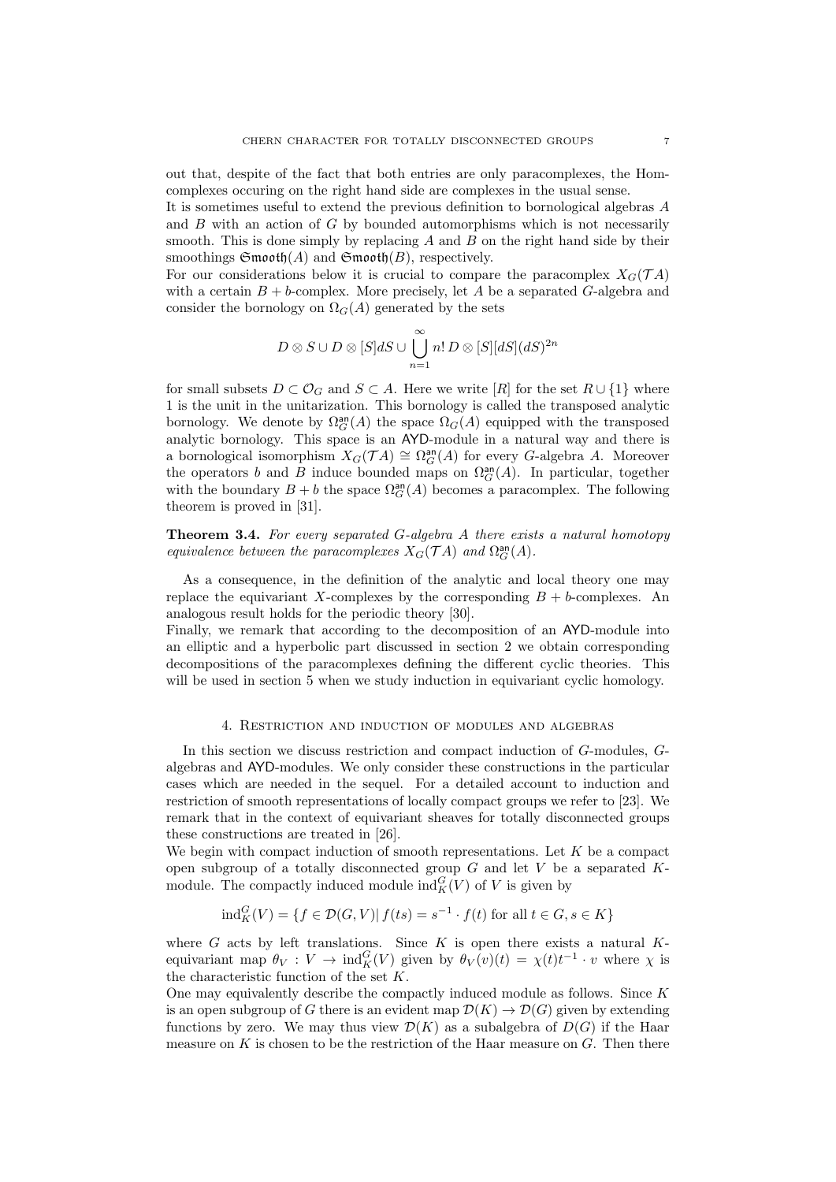out that, despite of the fact that both entries are only paracomplexes, the Hom-complexes occuring on the right hand side are complexes in the usual sense.

It is sometimes useful to extend the previous definition to bornological algebras $A$ and $B$ with an action of $G$ by bounded automorphisms which is not necessarily smooth. This is done simply by replacing $A$ and $B$ on the right hand side by their smoothings $\mathfrak{Smooth}(A)$ and $\mathfrak{Smooth}(B)$, respectively.

For our considerations below it is crucial to compare the paracomplex $X_G(\mathcal{T}A)$ with a certain $B+b$-complex. More precisely, let $A$ be a separated $G$-algebra and consider the bornology on $\Omega_G(A)$ generated by the sets

$$D \otimes S \cup D \otimes [S]dS \cup \bigcup_{n=1}^{\infty} n!\, D \otimes [S][dS](dS)^{2n}$$

for small subsets $D \subset \mathcal{O}_G$ and $S \subset A$. Here we write $[R]$ for the set $R \cup \{1\}$ where 1 is the unit in the unitarization. This bornology is called the transposed analytic bornology. We denote by $\Omega_G^{\mathfrak{an}}(A)$ the space $\Omega_G(A)$ equipped with the transposed analytic bornology. This space is an $\mathsf{AYD}$-module in a natural way and there is a bornological isomorphism $X_G(\mathcal{T}A) \cong \Omega_G^{\mathfrak{an}}(A)$ for every $G$-algebra $A$. Moreover the operators $b$ and $B$ induce bounded maps on $\Omega_G^{\mathfrak{an}}(A)$. In particular, together with the boundary $B+b$ the space $\Omega_G^{\mathfrak{an}}(A)$ becomes a paracomplex. The following theorem is proved in [31].

**Theorem 3.4.** *For every separated $G$-algebra $A$ there exists a natural homotopy equivalence between the paracomplexes $X_G(\mathcal{T}A)$ and $\Omega_G^{\mathfrak{an}}(A)$.*

As a consequence, in the definition of the analytic and local theory one may replace the equivariant $X$-complexes by the corresponding $B+b$-complexes. An analogous result holds for the periodic theory [30].

Finally, we remark that according to the decomposition of an $\mathsf{AYD}$-module into an elliptic and a hyperbolic part discussed in section 2 we obtain corresponding decompositions of the paracomplexes defining the different cyclic theories. This will be used in section 5 when we study induction in equivariant cyclic homology.

## 4. Restriction and induction of modules and algebras

In this section we discuss restriction and compact induction of $G$-modules, $G$-algebras and $\mathsf{AYD}$-modules. We only consider these constructions in the particular cases which are needed in the sequel. For a detailed account to induction and restriction of smooth representations of locally compact groups we refer to [23]. We remark that in the context of equivariant sheaves for totally disconnected groups these constructions are treated in [26].

We begin with compact induction of smooth representations. Let $K$ be a compact open subgroup of a totally disconnected group $G$ and let $V$ be a separated $K$-module. The compactly induced module $\mathrm{ind}_K^G(V)$ of $V$ is given by

$$\mathrm{ind}_K^G(V) = \{f \in \mathcal{D}(G,V) \,|\, f(ts) = s^{-1} \cdot f(t) \text{ for all } t \in G, s \in K\}$$

where $G$ acts by left translations. Since $K$ is open there exists a natural $K$-equivariant map $\theta_V : V \to \mathrm{ind}_K^G(V)$ given by $\theta_V(v)(t) = \chi(t)t^{-1} \cdot v$ where $\chi$ is the characteristic function of the set $K$.

One may equivalently describe the compactly induced module as follows. Since $K$ is an open subgroup of $G$ there is an evident map $\mathcal{D}(K) \to \mathcal{D}(G)$ given by extending functions by zero. We may thus view $\mathcal{D}(K)$ as a subalgebra of $D(G)$ if the Haar measure on $K$ is chosen to be the restriction of the Haar measure on $G$. Then there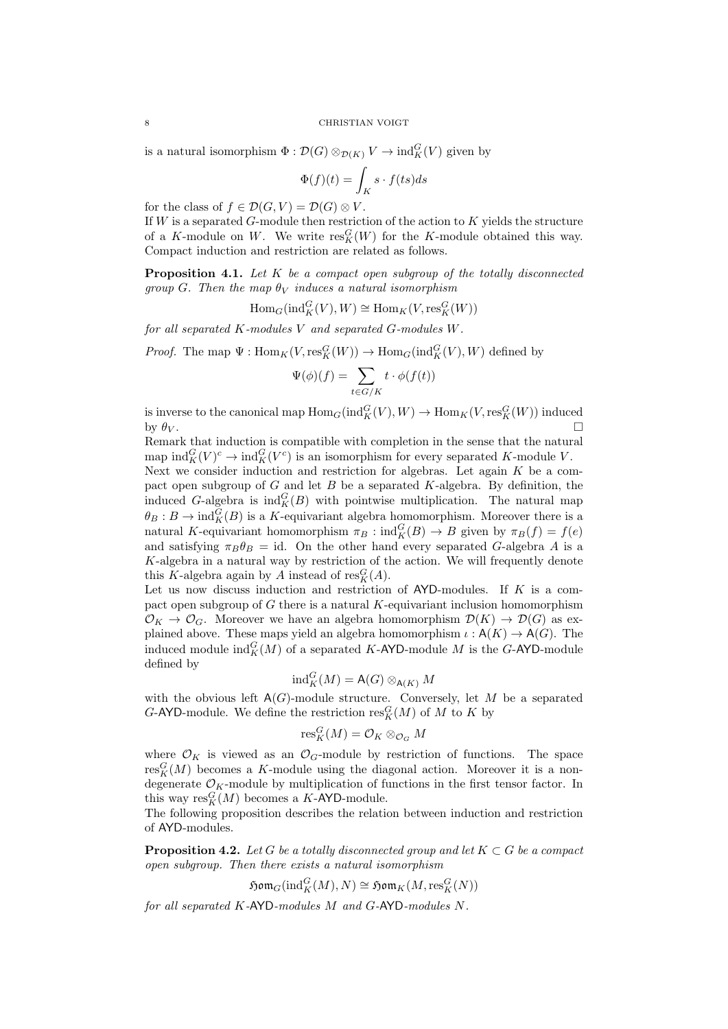is a natural isomorphism $\Phi : \mathcal{D}(G) \otimes_{\mathcal{D}(K)} V \to \mathrm{ind}_K^G(V)$ given by

$$\Phi(f)(t) = \int_K s \cdot f(ts) ds$$

for the class of $f \in \mathcal{D}(G, V) = \mathcal{D}(G) \otimes V$.

If $W$ is a separated $G$-module then restriction of the action to $K$ yields the structure of a $K$-module on $W$. We write $\mathrm{res}_K^G(W)$ for the $K$-module obtained this way. Compact induction and restriction are related as follows.

**Proposition 4.1.** *Let $K$ be a compact open subgroup of the totally disconnected group $G$. Then the map $\theta_V$ induces a natural isomorphism*

$$\mathrm{Hom}_G(\mathrm{ind}_K^G(V), W) \cong \mathrm{Hom}_K(V, \mathrm{res}_K^G(W))$$

*for all separated $K$-modules $V$ and separated $G$-modules $W$.*

*Proof.* The map $\Psi : \mathrm{Hom}_K(V, \mathrm{res}_K^G(W)) \to \mathrm{Hom}_G(\mathrm{ind}_K^G(V), W)$ defined by

$$\Psi(\phi)(f) = \sum_{t \in G/K} t \cdot \phi(f(t))$$

is inverse to the canonical map $\mathrm{Hom}_G(\mathrm{ind}_K^G(V), W) \to \mathrm{Hom}_K(V, \mathrm{res}_K^G(W))$ induced by $\theta_V$. □

Remark that induction is compatible with completion in the sense that the natural map $\mathrm{ind}_K^G(V)^c \to \mathrm{ind}_K^G(V^c)$ is an isomorphism for every separated $K$-module $V$.

Next we consider induction and restriction for algebras. Let again $K$ be a compact open subgroup of $G$ and let $B$ be a separated $K$-algebra. By definition, the induced $G$-algebra is $\mathrm{ind}_K^G(B)$ with pointwise multiplication. The natural map $\theta_B : B \to \mathrm{ind}_K^G(B)$ is a $K$-equivariant algebra homomorphism. Moreover there is a natural $K$-equivariant homomorphism $\pi_B : \mathrm{ind}_K^G(B) \to B$ given by $\pi_B(f) = f(e)$ and satisfying $\pi_B \theta_B = \mathrm{id}$. On the other hand every separated $G$-algebra $A$ is a $K$-algebra in a natural way by restriction of the action. We will frequently denote this $K$-algebra again by $A$ instead of $\mathrm{res}_K^G(A)$.

Let us now discuss induction and restriction of $\mathsf{AYD}$-modules. If $K$ is a compact open subgroup of $G$ there is a natural $K$-equivariant inclusion homomorphism $\mathcal{O}_K \to \mathcal{O}_G$. Moreover we have an algebra homomorphism $\mathcal{D}(K) \to \mathcal{D}(G)$ as explained above. These maps yield an algebra homomorphism $\iota : \mathsf{A}(K) \to \mathsf{A}(G)$. The induced module $\mathrm{ind}_K^G(M)$ of a separated $K$-$\mathsf{AYD}$-module $M$ is the $G$-$\mathsf{AYD}$-module defined by

$$\mathrm{ind}_K^G(M) = \mathsf{A}(G) \otimes_{\mathsf{A}(K)} M$$

with the obvious left $\mathsf{A}(G)$-module structure. Conversely, let $M$ be a separated $G$-$\mathsf{AYD}$-module. We define the restriction $\mathrm{res}_K^G(M)$ of $M$ to $K$ by

$$\mathrm{res}_K^G(M) = \mathcal{O}_K \otimes_{\mathcal{O}_G} M$$

where $\mathcal{O}_K$ is viewed as an $\mathcal{O}_G$-module by restriction of functions. The space $\mathrm{res}_K^G(M)$ becomes a $K$-module using the diagonal action. Moreover it is a nondegenerate $\mathcal{O}_K$-module by multiplication of functions in the first tensor factor. In this way $\mathrm{res}_K^G(M)$ becomes a $K$-$\mathsf{AYD}$-module.

The following proposition describes the relation between induction and restriction of $\mathsf{AYD}$-modules.

**Proposition 4.2.** *Let $G$ be a totally disconnected group and let $K \subset G$ be a compact open subgroup. Then there exists a natural isomorphism*

$$\mathfrak{Hom}_G(\mathrm{ind}_K^G(M), N) \cong \mathfrak{Hom}_K(M, \mathrm{res}_K^G(N))$$

*for all separated $K$-$\mathsf{AYD}$-modules $M$ and $G$-$\mathsf{AYD}$-modules $N$.*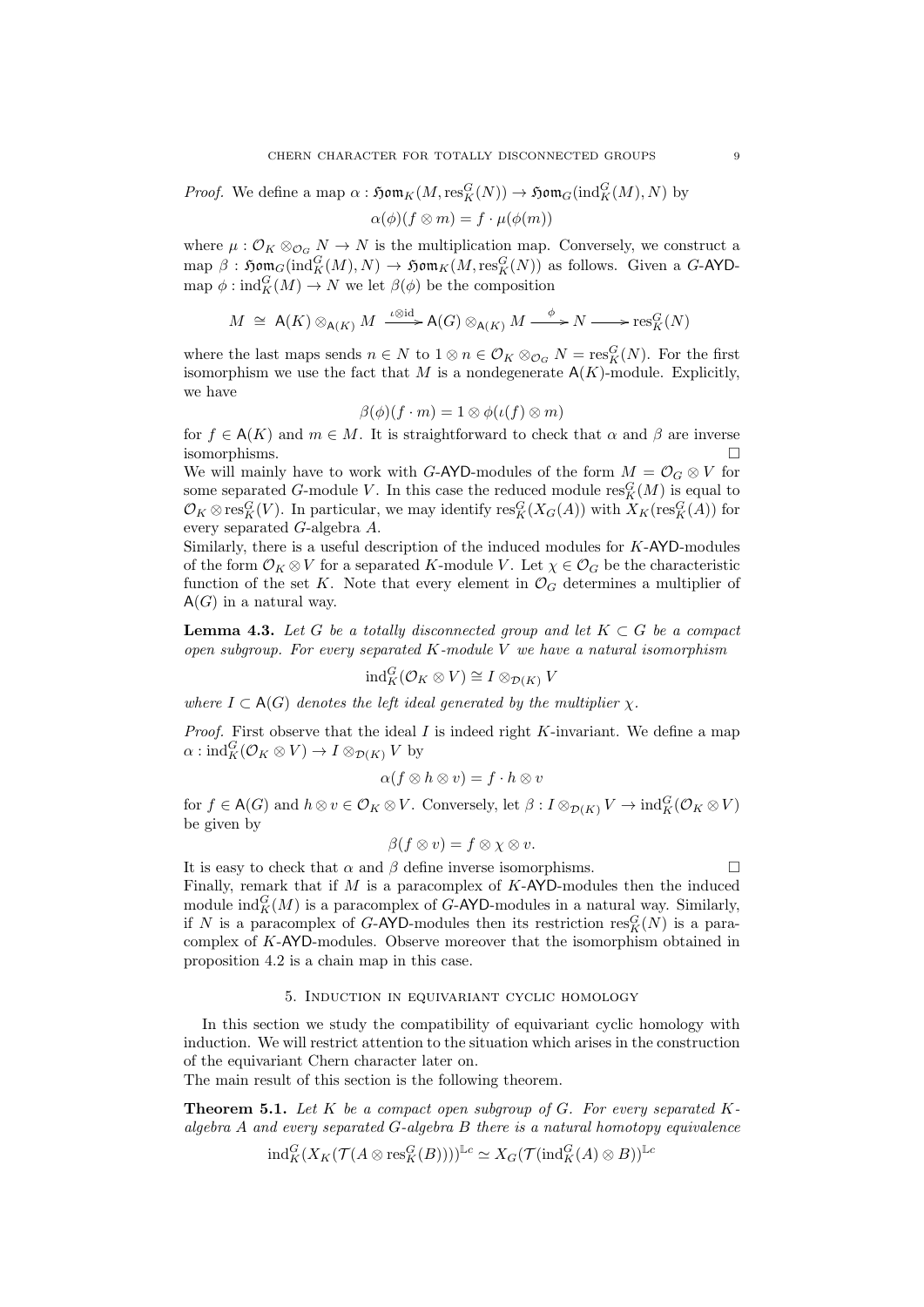*Proof.* We define a map $\alpha : \mathfrak{Hom}_K(M, \mathrm{res}^G_K(N)) \to \mathfrak{Hom}_G(\mathrm{ind}^G_K(M), N)$ by

$$\alpha(\phi)(f \otimes m) = f \cdot \mu(\phi(m))$$

where $\mu : \mathcal{O}_K \otimes_{\mathcal{O}_G} N \to N$ is the multiplication map. Conversely, we construct a map $\beta : \mathfrak{Hom}_G(\mathrm{ind}^G_K(M), N) \to \mathfrak{Hom}_K(M, \mathrm{res}^G_K(N))$ as follows. Given a $G$-$\mathsf{AYD}$-map $\phi : \mathrm{ind}^G_K(M) \to N$ we let $\beta(\phi)$ be the composition

$$M \;\cong\; \mathsf{A}(K) \otimes_{\mathsf{A}(K)} M \xrightarrow{\iota \otimes \mathrm{id}} \mathsf{A}(G) \otimes_{\mathsf{A}(K)} M \xrightarrow{\phi} N \longrightarrow \mathrm{res}^G_K(N)$$

where the last maps sends $n \in N$ to $1 \otimes n \in \mathcal{O}_K \otimes_{\mathcal{O}_G} N = \mathrm{res}^G_K(N)$. For the first isomorphism we use the fact that $M$ is a nondegenerate $\mathsf{A}(K)$-module. Explicitly, we have

$$\beta(\phi)(f \cdot m) = 1 \otimes \phi(\iota(f) \otimes m)$$

for $f \in \mathsf{A}(K)$ and $m \in M$. It is straightforward to check that $\alpha$ and $\beta$ are inverse isomorphisms. $\square$

We will mainly have to work with $G$-$\mathsf{AYD}$-modules of the form $M = \mathcal{O}_G \otimes V$ for some separated $G$-module $V$. In this case the reduced module $\mathrm{res}^G_K(M)$ is equal to $\mathcal{O}_K \otimes \mathrm{res}^G_K(V)$. In particular, we may identify $\mathrm{res}^G_K(X_G(A))$ with $X_K(\mathrm{res}^G_K(A))$ for every separated $G$-algebra $A$.

Similarly, there is a useful description of the induced modules for $K$-$\mathsf{AYD}$-modules of the form $\mathcal{O}_K \otimes V$ for a separated $K$-module $V$. Let $\chi \in \mathcal{O}_G$ be the characteristic function of the set $K$. Note that every element in $\mathcal{O}_G$ determines a multiplier of $\mathsf{A}(G)$ in a natural way.

**Lemma 4.3.** *Let $G$ be a totally disconnected group and let $K \subset G$ be a compact open subgroup. For every separated $K$-module $V$ we have a natural isomorphism*

$$\mathrm{ind}^G_K(\mathcal{O}_K \otimes V) \cong I \otimes_{\mathcal{D}(K)} V$$

*where $I \subset \mathsf{A}(G)$ denotes the left ideal generated by the multiplier $\chi$.*

*Proof.* First observe that the ideal $I$ is indeed right $K$-invariant. We define a map $\alpha : \mathrm{ind}^G_K(\mathcal{O}_K \otimes V) \to I \otimes_{\mathcal{D}(K)} V$ by

$$\alpha(f \otimes h \otimes v) = f \cdot h \otimes v$$

for $f \in \mathsf{A}(G)$ and $h \otimes v \in \mathcal{O}_K \otimes V$. Conversely, let $\beta : I \otimes_{\mathcal{D}(K)} V \to \mathrm{ind}^G_K(\mathcal{O}_K \otimes V)$ be given by

$$\beta(f \otimes v) = f \otimes \chi \otimes v.$$

It is easy to check that $\alpha$ and $\beta$ define inverse isomorphisms. $\square$

Finally, remark that if $M$ is a paracomplex of $K$-$\mathsf{AYD}$-modules then the induced module $\mathrm{ind}^G_K(M)$ is a paracomplex of $G$-$\mathsf{AYD}$-modules in a natural way. Similarly, if $N$ is a paracomplex of $G$-$\mathsf{AYD}$-modules then its restriction $\mathrm{res}^G_K(N)$ is a paracomplex of $K$-$\mathsf{AYD}$-modules. Observe moreover that the isomorphism obtained in proposition 4.2 is a chain map in this case.

## 5. Induction in equivariant cyclic homology

In this section we study the compatibility of equivariant cyclic homology with induction. We will restrict attention to the situation which arises in the construction of the equivariant Chern character later on.

The main result of this section is the following theorem.

**Theorem 5.1.** *Let $K$ be a compact open subgroup of $G$. For every separated $K$-algebra $A$ and every separated $G$-algebra $B$ there is a natural homotopy equivalence*

$$\mathrm{ind}^G_K(X_K(\mathcal{T}(A \otimes \mathrm{res}^G_K(B))))^{\mathbb{L}c} \simeq X_G(\mathcal{T}(\mathrm{ind}^G_K(A) \otimes B))^{\mathbb{L}c}$$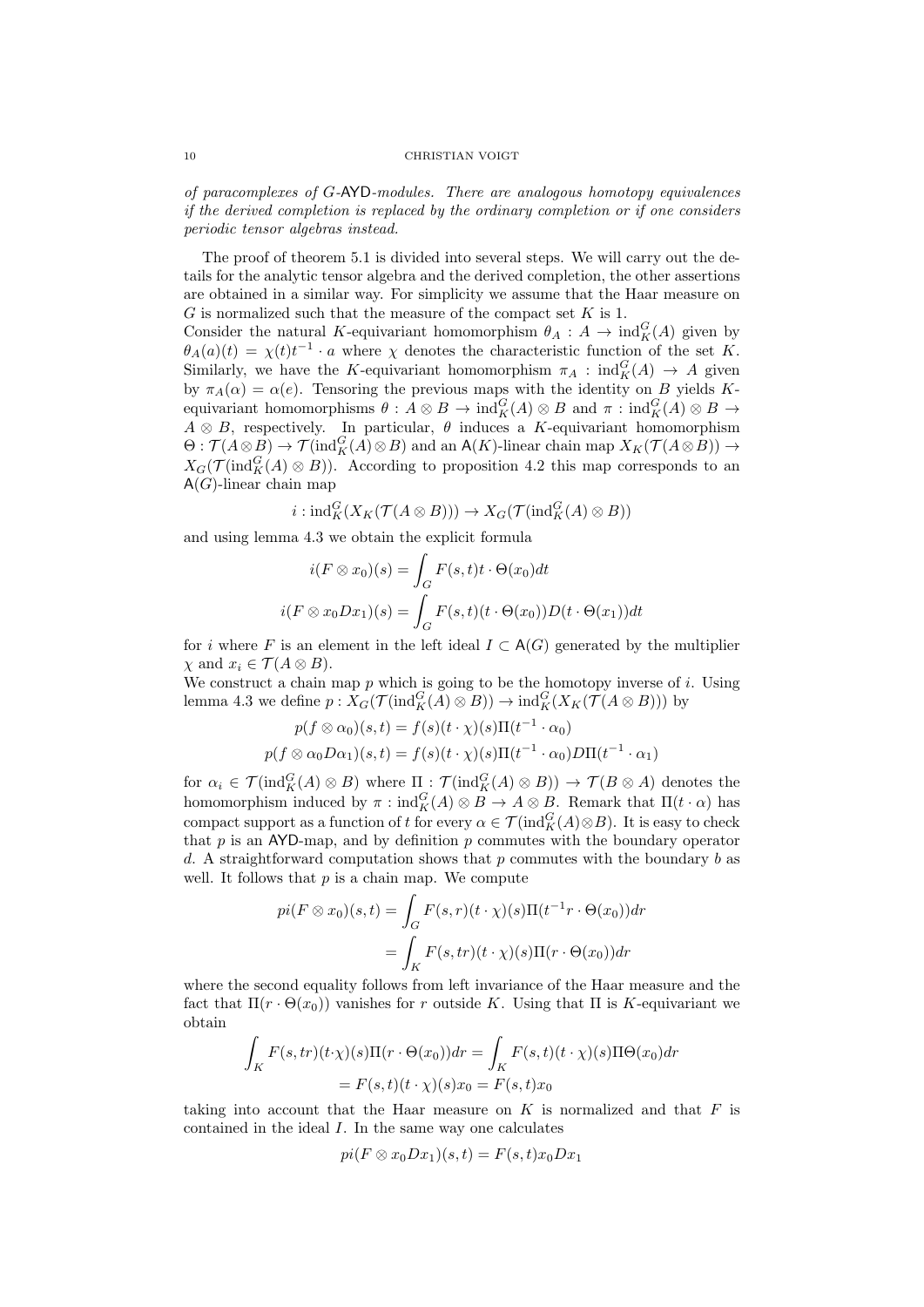*of paracomplexes of $G$-$\mathsf{AYD}$-modules. There are analogous homotopy equivalences if the derived completion is replaced by the ordinary completion or if one considers periodic tensor algebras instead.*

The proof of theorem 5.1 is divided into several steps. We will carry out the details for the analytic tensor algebra and the derived completion, the other assertions are obtained in a similar way. For simplicity we assume that the Haar measure on $G$ is normalized such that the measure of the compact set $K$ is 1.
Consider the natural $K$-equivariant homomorphism $\theta_A : A \to \operatorname{ind}_K^G(A)$ given by $\theta_A(a)(t) = \chi(t)t^{-1} \cdot a$ where $\chi$ denotes the characteristic function of the set $K$. Similarly, we have the $K$-equivariant homomorphism $\pi_A : \operatorname{ind}_K^G(A) \to A$ given by $\pi_A(\alpha) = \alpha(e)$. Tensoring the previous maps with the identity on $B$ yields $K$-equivariant homomorphisms $\theta : A \otimes B \to \operatorname{ind}_K^G(A) \otimes B$ and $\pi : \operatorname{ind}_K^G(A) \otimes B \to A \otimes B$, respectively. In particular, $\theta$ induces a $K$-equivariant homomorphism $\Theta : \mathcal{T}(A \otimes B) \to \mathcal{T}(\operatorname{ind}_K^G(A) \otimes B)$ and an $\mathsf{A}(K)$-linear chain map $X_K(\mathcal{T}(A \otimes B)) \to X_G(\mathcal{T}(\operatorname{ind}_K^G(A) \otimes B))$. According to proposition 4.2 this map corresponds to an $\mathsf{A}(G)$-linear chain map

$$i : \operatorname{ind}_K^G(X_K(\mathcal{T}(A \otimes B))) \to X_G(\mathcal{T}(\operatorname{ind}_K^G(A) \otimes B))$$

and using lemma 4.3 we obtain the explicit formula

$$i(F \otimes x_0)(s) = \int_G F(s,t)t \cdot \Theta(x_0)dt$$

$$i(F \otimes x_0 Dx_1)(s) = \int_G F(s,t)(t \cdot \Theta(x_0))D(t \cdot \Theta(x_1))dt$$

for $i$ where $F$ is an element in the left ideal $I \subset \mathsf{A}(G)$ generated by the multiplier $\chi$ and $x_i \in \mathcal{T}(A \otimes B)$.
We construct a chain map $p$ which is going to be the homotopy inverse of $i$. Using lemma 4.3 we define $p : X_G(\mathcal{T}(\operatorname{ind}_K^G(A) \otimes B)) \to \operatorname{ind}_K^G(X_K(\mathcal{T}(A \otimes B)))$ by

$$p(f \otimes \alpha_0)(s,t) = f(s)(t \cdot \chi)(s)\Pi(t^{-1} \cdot \alpha_0)$$

$$p(f \otimes \alpha_0 D\alpha_1)(s,t) = f(s)(t \cdot \chi)(s)\Pi(t^{-1} \cdot \alpha_0)D\Pi(t^{-1} \cdot \alpha_1)$$

for $\alpha_i \in \mathcal{T}(\operatorname{ind}_K^G(A) \otimes B)$ where $\Pi : \mathcal{T}(\operatorname{ind}_K^G(A) \otimes B)) \to \mathcal{T}(B \otimes A)$ denotes the homomorphism induced by $\pi : \operatorname{ind}_K^G(A) \otimes B \to A \otimes B$. Remark that $\Pi(t \cdot \alpha)$ has compact support as a function of $t$ for every $\alpha \in \mathcal{T}(\operatorname{ind}_K^G(A) \otimes B)$. It is easy to check that $p$ is an $\mathsf{AYD}$-map, and by definition $p$ commutes with the boundary operator $d$. A straightforward computation shows that $p$ commutes with the boundary $b$ as well. It follows that $p$ is a chain map. We compute

$$\begin{aligned} pi(F \otimes x_0)(s,t) &= \int_G F(s,r)(t \cdot \chi)(s)\Pi(t^{-1}r \cdot \Theta(x_0))dr \\ &= \int_K F(s,tr)(t \cdot \chi)(s)\Pi(r \cdot \Theta(x_0))dr \end{aligned}$$

where the second equality follows from left invariance of the Haar measure and the fact that $\Pi(r \cdot \Theta(x_0))$ vanishes for $r$ outside $K$. Using that $\Pi$ is $K$-equivariant we obtain

$$\begin{aligned} \int_K F(s,tr)(t \cdot \chi)(s)\Pi(r \cdot \Theta(x_0))dr &= \int_K F(s,t)(t \cdot \chi)(s)\Pi\Theta(x_0)dr \\ &= F(s,t)(t \cdot \chi)(s)x_0 = F(s,t)x_0 \end{aligned}$$

taking into account that the Haar measure on $K$ is normalized and that $F$ is contained in the ideal $I$. In the same way one calculates

$$pi(F \otimes x_0 Dx_1)(s,t) = F(s,t)x_0 Dx_1$$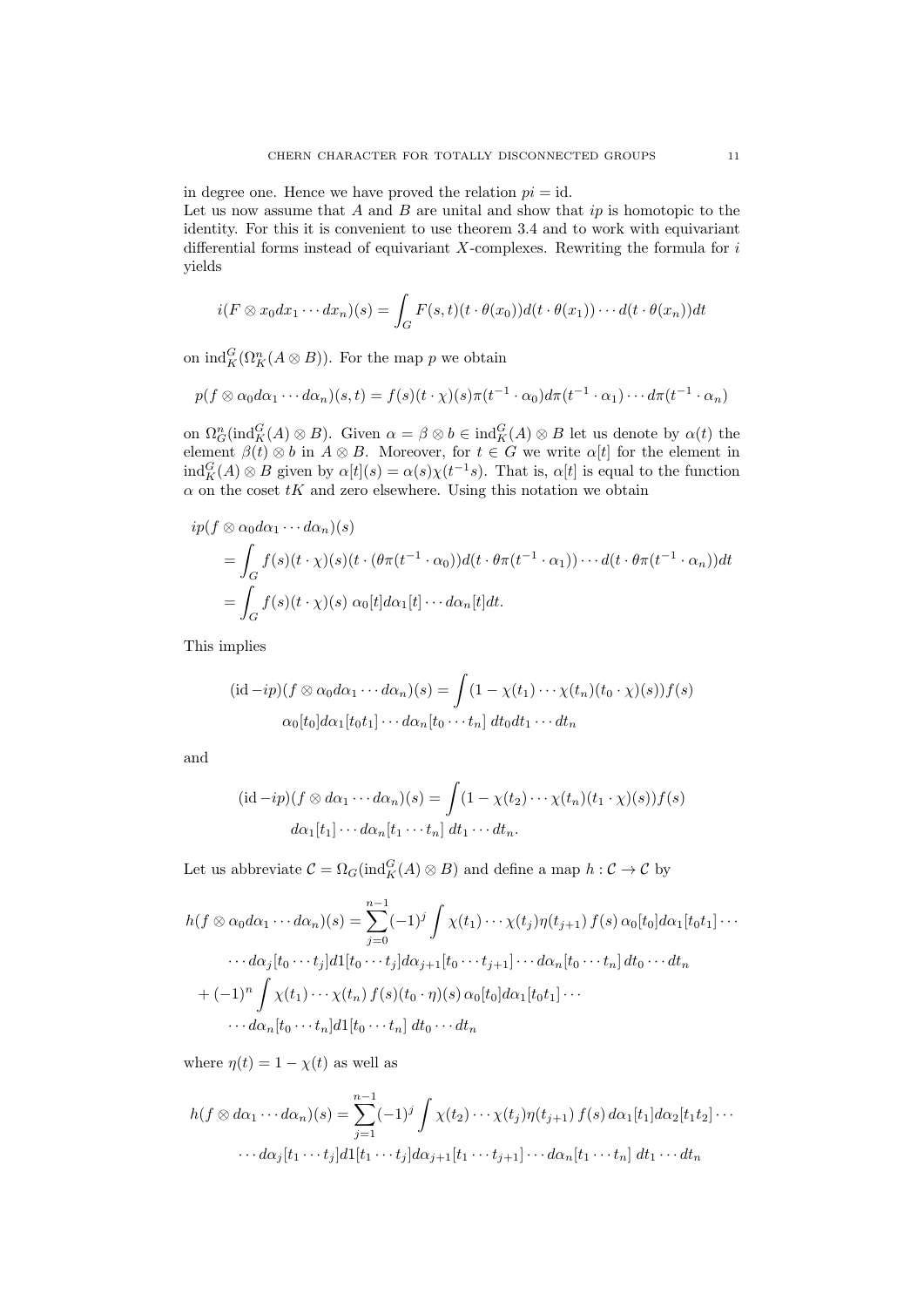in degree one. Hence we have proved the relation $pi = \mathrm{id}$.
Let us now assume that $A$ and $B$ are unital and show that $ip$ is homotopic to the identity. For this it is convenient to use theorem 3.4 and to work with equivariant differential forms instead of equivariant $X$-complexes. Rewriting the formula for $i$ yields

$$i(F \otimes x_0 dx_1 \cdots dx_n)(s) = \int_G F(s,t)(t \cdot \theta(x_0)) d(t \cdot \theta(x_1)) \cdots d(t \cdot \theta(x_n)) dt$$

on $\mathrm{ind}_K^G(\Omega_K^n(A \otimes B))$. For the map $p$ we obtain

$$p(f \otimes \alpha_0 d\alpha_1 \cdots d\alpha_n)(s,t) = f(s)(t \cdot \chi)(s) \pi(t^{-1} \cdot \alpha_0) d\pi(t^{-1} \cdot \alpha_1) \cdots d\pi(t^{-1} \cdot \alpha_n)$$

on $\Omega_G^n(\mathrm{ind}_K^G(A) \otimes B)$. Given $\alpha = \beta \otimes b \in \mathrm{ind}_K^G(A) \otimes B$ let us denote by $\alpha(t)$ the element $\beta(t) \otimes b$ in $A \otimes B$. Moreover, for $t \in G$ we write $\alpha[t]$ for the element in $\mathrm{ind}_K^G(A) \otimes B$ given by $\alpha[t](s) = \alpha(s)\chi(t^{-1}s)$. That is, $\alpha[t]$ is equal to the function $\alpha$ on the coset $tK$ and zero elsewhere. Using this notation we obtain

$$\begin{aligned}
&ip(f \otimes \alpha_0 d\alpha_1 \cdots d\alpha_n)(s) \\
&= \int_G f(s)(t \cdot \chi)(s)(t \cdot (\theta\pi(t^{-1} \cdot \alpha_0)) d(t \cdot \theta\pi(t^{-1} \cdot \alpha_1)) \cdots d(t \cdot \theta\pi(t^{-1} \cdot \alpha_n)) dt \\
&= \int_G f(s)(t \cdot \chi)(s)\; \alpha_0[t] d\alpha_1[t] \cdots d\alpha_n[t] dt.
\end{aligned}$$

This implies

$$\begin{aligned}
(\mathrm{id} - ip)(f \otimes \alpha_0 d\alpha_1 \cdots d\alpha_n)(s) = \int (1 - \chi(t_1) \cdots \chi(t_n)(t_0 \cdot \chi)(s)) f(s) \\
\alpha_0[t_0] d\alpha_1[t_0 t_1] \cdots d\alpha_n[t_0 \cdots t_n]\; dt_0 dt_1 \cdots dt_n
\end{aligned}$$

and

$$\begin{aligned}
(\mathrm{id} - ip)(f \otimes d\alpha_1 \cdots d\alpha_n)(s) = \int (1 - \chi(t_2) \cdots \chi(t_n)(t_1 \cdot \chi)(s)) f(s) \\
d\alpha_1[t_1] \cdots d\alpha_n[t_1 \cdots t_n]\; dt_1 \cdots dt_n.
\end{aligned}$$

Let us abbreviate $\mathcal{C} = \Omega_G(\mathrm{ind}_K^G(A) \otimes B)$ and define a map $h : \mathcal{C} \to \mathcal{C}$ by

$$\begin{aligned}
h(f \otimes \alpha_0 d\alpha_1 \cdots d\alpha_n)(s) &= \sum_{j=0}^{n-1} (-1)^j \int \chi(t_1) \cdots \chi(t_j) \eta(t_{j+1})\, f(s)\, \alpha_0[t_0] d\alpha_1[t_0 t_1] \cdots \\
&\cdots d\alpha_j[t_0 \cdots t_j] d1[t_0 \cdots t_j] d\alpha_{j+1}[t_0 \cdots t_{j+1}] \cdots d\alpha_n[t_0 \cdots t_n]\, dt_0 \cdots dt_n \\
&+ (-1)^n \int \chi(t_1) \cdots \chi(t_n)\, f(s)(t_0 \cdot \eta)(s)\, \alpha_0[t_0] d\alpha_1[t_0 t_1] \cdots \\
&\cdots d\alpha_n[t_0 \cdots t_n] d1[t_0 \cdots t_n]\; dt_0 \cdots dt_n
\end{aligned}$$

where $\eta(t) = 1 - \chi(t)$ as well as

$$\begin{aligned}
h(f \otimes d\alpha_1 \cdots d\alpha_n)(s) &= \sum_{j=1}^{n-1} (-1)^j \int \chi(t_2) \cdots \chi(t_j) \eta(t_{j+1})\, f(s)\, d\alpha_1[t_1] d\alpha_2[t_1 t_2] \cdots \\
&\cdots d\alpha_j[t_1 \cdots t_j] d1[t_1 \cdots t_j] d\alpha_{j+1}[t_1 \cdots t_{j+1}] \cdots d\alpha_n[t_1 \cdots t_n]\; dt_1 \cdots dt_n
\end{aligned}$$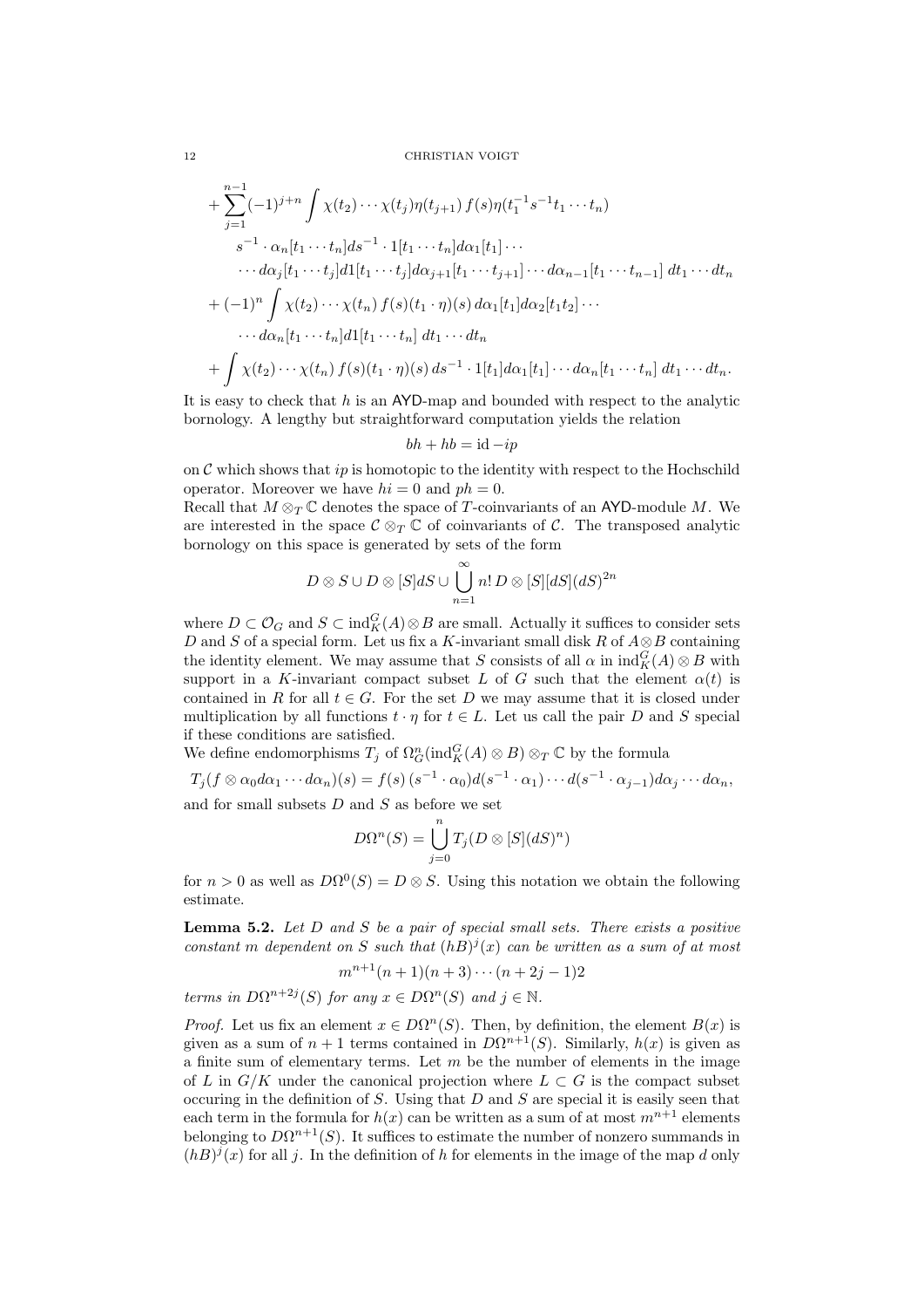$$
\begin{aligned}
&+\sum_{j=1}^{n-1}(-1)^{j+n}\int \chi(t_2)\cdots\chi(t_j)\eta(t_{j+1})\,f(s)\eta(t_1^{-1}s^{-1}t_1\cdots t_n)\\
&\qquad s^{-1}\cdot\alpha_n[t_1\cdots t_n]ds^{-1}\cdot 1[t_1\cdots t_n]d\alpha_1[t_1]\cdots\\
&\qquad \cdots d\alpha_j[t_1\cdots t_j]d1[t_1\cdots t_j]d\alpha_{j+1}[t_1\cdots t_{j+1}]\cdots d\alpha_{n-1}[t_1\cdots t_{n-1}]\;dt_1\cdots dt_n\\
&+(-1)^n\int \chi(t_2)\cdots\chi(t_n)\,f(s)(t_1\cdot\eta)(s)\,d\alpha_1[t_1]d\alpha_2[t_1t_2]\cdots\\
&\qquad \cdots d\alpha_n[t_1\cdots t_n]d1[t_1\cdots t_n]\;dt_1\cdots dt_n\\
&+\int \chi(t_2)\cdots\chi(t_n)\,f(s)(t_1\cdot\eta)(s)\,ds^{-1}\cdot 1[t_1]d\alpha_1[t_1]\cdots d\alpha_n[t_1\cdots t_n]\;dt_1\cdots dt_n.
\end{aligned}
$$

It is easy to check that $h$ is an AYD-map and bounded with respect to the analytic bornology. A lengthy but straightforward computation yields the relation

$$bh + hb = \mathrm{id} - ip$$

on $\mathcal{C}$ which shows that $ip$ is homotopic to the identity with respect to the Hochschild operator. Moreover we have $hi = 0$ and $ph = 0$.

Recall that $M \otimes_T \mathbb{C}$ denotes the space of $T$-coinvariants of an AYD-module $M$. We are interested in the space $\mathcal{C} \otimes_T \mathbb{C}$ of coinvariants of $\mathcal{C}$. The transposed analytic bornology on this space is generated by sets of the form

$$D \otimes S \cup D \otimes [S]dS \cup \bigcup_{n=1}^{\infty} n!\, D \otimes [S][dS](dS)^{2n}$$

where $D \subset \mathcal{O}_G$ and $S \subset \mathrm{ind}_K^G(A) \otimes B$ are small. Actually it suffices to consider sets $D$ and $S$ of a special form. Let us fix a $K$-invariant small disk $R$ of $A \otimes B$ containing the identity element. We may assume that $S$ consists of all $\alpha$ in $\mathrm{ind}_K^G(A) \otimes B$ with support in a $K$-invariant compact subset $L$ of $G$ such that the element $\alpha(t)$ is contained in $R$ for all $t \in G$. For the set $D$ we may assume that it is closed under multiplication by all functions $t \cdot \eta$ for $t \in L$. Let us call the pair $D$ and $S$ special if these conditions are satisfied.

We define endomorphisms $T_j$ of $\Omega^n_G(\mathrm{ind}_K^G(A) \otimes B) \otimes_T \mathbb{C}$ by the formula

$$T_j(f \otimes \alpha_0 d\alpha_1 \cdots d\alpha_n)(s) = f(s)\,(s^{-1}\cdot\alpha_0)d(s^{-1}\cdot\alpha_1)\cdots d(s^{-1}\cdot\alpha_{j-1})d\alpha_j\cdots d\alpha_n,$$

and for small subsets $D$ and $S$ as before we set

$$D\Omega^n(S) = \bigcup_{j=0}^{n} T_j(D \otimes [S](dS)^n)$$

for $n > 0$ as well as $D\Omega^0(S) = D \otimes S$. Using this notation we obtain the following estimate.

**Lemma 5.2.** *Let $D$ and $S$ be a pair of special small sets. There exists a positive constant $m$ dependent on $S$ such that $(hB)^j(x)$ can be written as a sum of at most*

$$m^{n+1}(n+1)(n+3)\cdots(n+2j-1)2$$

*terms in $D\Omega^{n+2j}(S)$ for any $x \in D\Omega^n(S)$ and $j \in \mathbb{N}$.*

*Proof.* Let us fix an element $x \in D\Omega^n(S)$. Then, by definition, the element $B(x)$ is given as a sum of $n+1$ terms contained in $D\Omega^{n+1}(S)$. Similarly, $h(x)$ is given as a finite sum of elementary terms. Let $m$ be the number of elements in the image of $L$ in $G/K$ under the canonical projection where $L \subset G$ is the compact subset occuring in the definition of $S$. Using that $D$ and $S$ are special it is easily seen that each term in the formula for $h(x)$ can be written as a sum of at most $m^{n+1}$ elements belonging to $D\Omega^{n+1}(S)$. It suffices to estimate the number of nonzero summands in $(hB)^j(x)$ for all $j$. In the definition of $h$ for elements in the image of the map $d$ only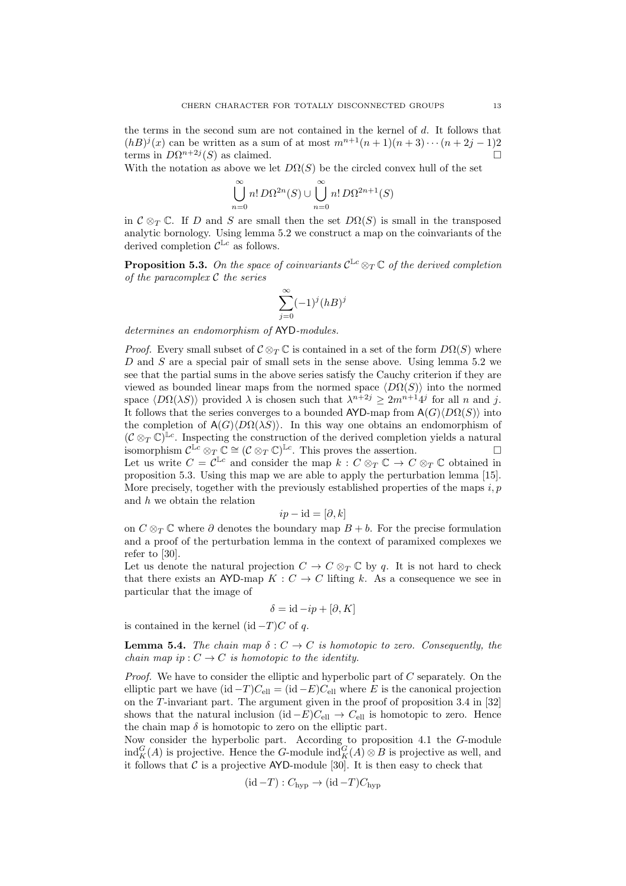the terms in the second sum are not contained in the kernel of $d$. It follows that $(hB)^j(x)$ can be written as a sum of at most $m^{n+1}(n+1)(n+3)\cdots(n+2j-1)2$ terms in $D\Omega^{n+2j}(S)$ as claimed. □

With the notation as above we let $D\Omega(S)$ be the circled convex hull of the set

$$\bigcup_{n=0}^{\infty} n!\, D\Omega^{2n}(S) \cup \bigcup_{n=0}^{\infty} n!\, D\Omega^{2n+1}(S)$$

in $\mathcal{C} \otimes_T \mathbb{C}$. If $D$ and $S$ are small then the set $D\Omega(S)$ is small in the transposed analytic bornology. Using lemma 5.2 we construct a map on the coinvariants of the derived completion $\mathcal{C}^{\mathbb{L}c}$ as follows.

**Proposition 5.3.** *On the space of coinvariants $\mathcal{C}^{\mathbb{L}c} \otimes_T \mathbb{C}$ of the derived completion of the paracomplex $\mathcal{C}$ the series*

$$\sum_{j=0}^{\infty} (-1)^j (hB)^j$$

*determines an endomorphism of* AYD*-modules.*

*Proof.* Every small subset of $\mathcal{C} \otimes_T \mathbb{C}$ is contained in a set of the form $D\Omega(S)$ where $D$ and $S$ are a special pair of small sets in the sense above. Using lemma 5.2 we see that the partial sums in the above series satisfy the Cauchy criterion if they are viewed as bounded linear maps from the normed space $\langle D\Omega(S)\rangle$ into the normed space $\langle D\Omega(\lambda S)\rangle$ provided $\lambda$ is chosen such that $\lambda^{n+2j} \geq 2m^{n+1}4^j$ for all $n$ and $j$. It follows that the series converges to a bounded AYD-map from $\mathsf{A}(G)\langle D\Omega(S)\rangle$ into the completion of $\mathsf{A}(G)\langle D\Omega(\lambda S)\rangle$. In this way one obtains an endomorphism of $(\mathcal{C} \otimes_T \mathbb{C})^{\mathbb{L}c}$. Inspecting the construction of the derived completion yields a natural isomorphism $\mathcal{C}^{\mathbb{L}c} \otimes_T \mathbb{C} \cong (\mathcal{C} \otimes_T \mathbb{C})^{\mathbb{L}c}$. This proves the assertion. □

Let us write $C = \mathcal{C}^{\mathbb{L}c}$ and consider the map $k : C \otimes_T \mathbb{C} \to C \otimes_T \mathbb{C}$ obtained in proposition 5.3. Using this map we are able to apply the perturbation lemma [15]. More precisely, together with the previously established properties of the maps $i, p$ and $h$ we obtain the relation

$$ip - \mathrm{id} = [\partial, k]$$

on $C \otimes_T \mathbb{C}$ where $\partial$ denotes the boundary map $B + b$. For the precise formulation and a proof of the perturbation lemma in the context of paramixed complexes we refer to [30].

Let us denote the natural projection $C \to C \otimes_T \mathbb{C}$ by $q$. It is not hard to check that there exists an AYD-map $K : C \to C$ lifting $k$. As a consequence we see in particular that the image of

$$\delta = \mathrm{id} - ip + [\partial, K]$$

is contained in the kernel $(\mathrm{id} - T)C$ of $q$.

**Lemma 5.4.** *The chain map $\delta : C \to C$ is homotopic to zero. Consequently, the chain map $ip : C \to C$ is homotopic to the identity.*

*Proof.* We have to consider the elliptic and hyperbolic part of $C$ separately. On the elliptic part we have $(\mathrm{id} - T)C_{\mathrm{ell}} = (\mathrm{id} - E)C_{\mathrm{ell}}$ where $E$ is the canonical projection on the $T$-invariant part. The argument given in the proof of proposition 3.4 in [32] shows that the natural inclusion $(\mathrm{id} - E)C_{\mathrm{ell}} \to C_{\mathrm{ell}}$ is homotopic to zero. Hence the chain map $\delta$ is homotopic to zero on the elliptic part.

Now consider the hyperbolic part. According to proposition 4.1 the $G$-module $\mathrm{ind}_K^G(A)$ is projective. Hence the $G$-module $\mathrm{ind}_K^G(A) \otimes B$ is projective as well, and it follows that $\mathcal{C}$ is a projective AYD-module [30]. It is then easy to check that

$$(\mathrm{id} - T) : C_{\mathrm{hyp}} \to (\mathrm{id} - T)C_{\mathrm{hyp}}$$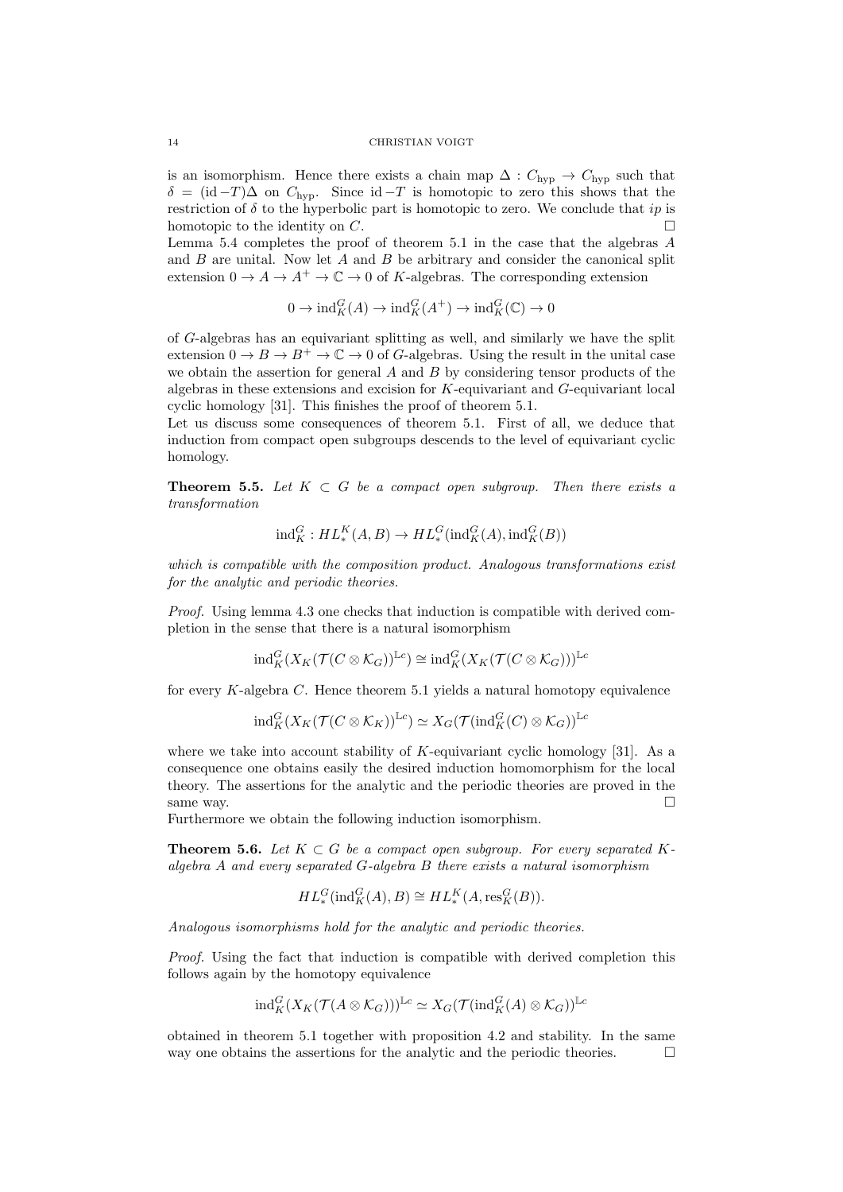is an isomorphism. Hence there exists a chain map $\Delta : C_{\mathrm{hyp}} \to C_{\mathrm{hyp}}$ such that $\delta = (\mathrm{id} - T)\Delta$ on $C_{\mathrm{hyp}}$. Since $\mathrm{id} - T$ is homotopic to zero this shows that the restriction of $\delta$ to the hyperbolic part is homotopic to zero. We conclude that $ip$ is homotopic to the identity on $C$. □

Lemma 5.4 completes the proof of theorem 5.1 in the case that the algebras $A$ and $B$ are unital. Now let $A$ and $B$ be arbitrary and consider the canonical split extension $0 \to A \to A^+ \to \mathbb{C} \to 0$ of $K$-algebras. The corresponding extension

$$0 \to \mathrm{ind}_K^G(A) \to \mathrm{ind}_K^G(A^+) \to \mathrm{ind}_K^G(\mathbb{C}) \to 0$$

of $G$-algebras has an equivariant splitting as well, and similarly we have the split extension $0 \to B \to B^+ \to \mathbb{C} \to 0$ of $G$-algebras. Using the result in the unital case we obtain the assertion for general $A$ and $B$ by considering tensor products of the algebras in these extensions and excision for $K$-equivariant and $G$-equivariant local cyclic homology [31]. This finishes the proof of theorem 5.1.

Let us discuss some consequences of theorem 5.1. First of all, we deduce that induction from compact open subgroups descends to the level of equivariant cyclic homology.

**Theorem 5.5.** *Let $K \subset G$ be a compact open subgroup. Then there exists a transformation*

$$\mathrm{ind}_K^G : HL_*^K(A, B) \to HL_*^G(\mathrm{ind}_K^G(A), \mathrm{ind}_K^G(B))$$

*which is compatible with the composition product. Analogous transformations exist for the analytic and periodic theories.*

*Proof.* Using lemma 4.3 one checks that induction is compatible with derived completion in the sense that there is a natural isomorphism

$$\mathrm{ind}_K^G(X_K(\mathcal{T}(C \otimes \mathcal{K}_G))^{\mathbb{L}c}) \cong \mathrm{ind}_K^G(X_K(\mathcal{T}(C \otimes \mathcal{K}_G)))^{\mathbb{L}c}$$

for every $K$-algebra $C$. Hence theorem 5.1 yields a natural homotopy equivalence

$$\mathrm{ind}_K^G(X_K(\mathcal{T}(C \otimes \mathcal{K}_K))^{\mathbb{L}c}) \simeq X_G(\mathcal{T}(\mathrm{ind}_K^G(C) \otimes \mathcal{K}_G))^{\mathbb{L}c}$$

where we take into account stability of $K$-equivariant cyclic homology [31]. As a consequence one obtains easily the desired induction homomorphism for the local theory. The assertions for the analytic and the periodic theories are proved in the same way. □

Furthermore we obtain the following induction isomorphism.

**Theorem 5.6.** *Let $K \subset G$ be a compact open subgroup. For every separated $K$-algebra $A$ and every separated $G$-algebra $B$ there exists a natural isomorphism*

$$HL_*^G(\mathrm{ind}_K^G(A), B) \cong HL_*^K(A, \mathrm{res}_K^G(B)).$$

*Analogous isomorphisms hold for the analytic and periodic theories.*

*Proof.* Using the fact that induction is compatible with derived completion this follows again by the homotopy equivalence

$$\mathrm{ind}_K^G(X_K(\mathcal{T}(A \otimes \mathcal{K}_G)))^{\mathbb{L}c} \simeq X_G(\mathcal{T}(\mathrm{ind}_K^G(A) \otimes \mathcal{K}_G))^{\mathbb{L}c}$$

obtained in theorem 5.1 together with proposition 4.2 and stability. In the same way one obtains the assertions for the analytic and the periodic theories. □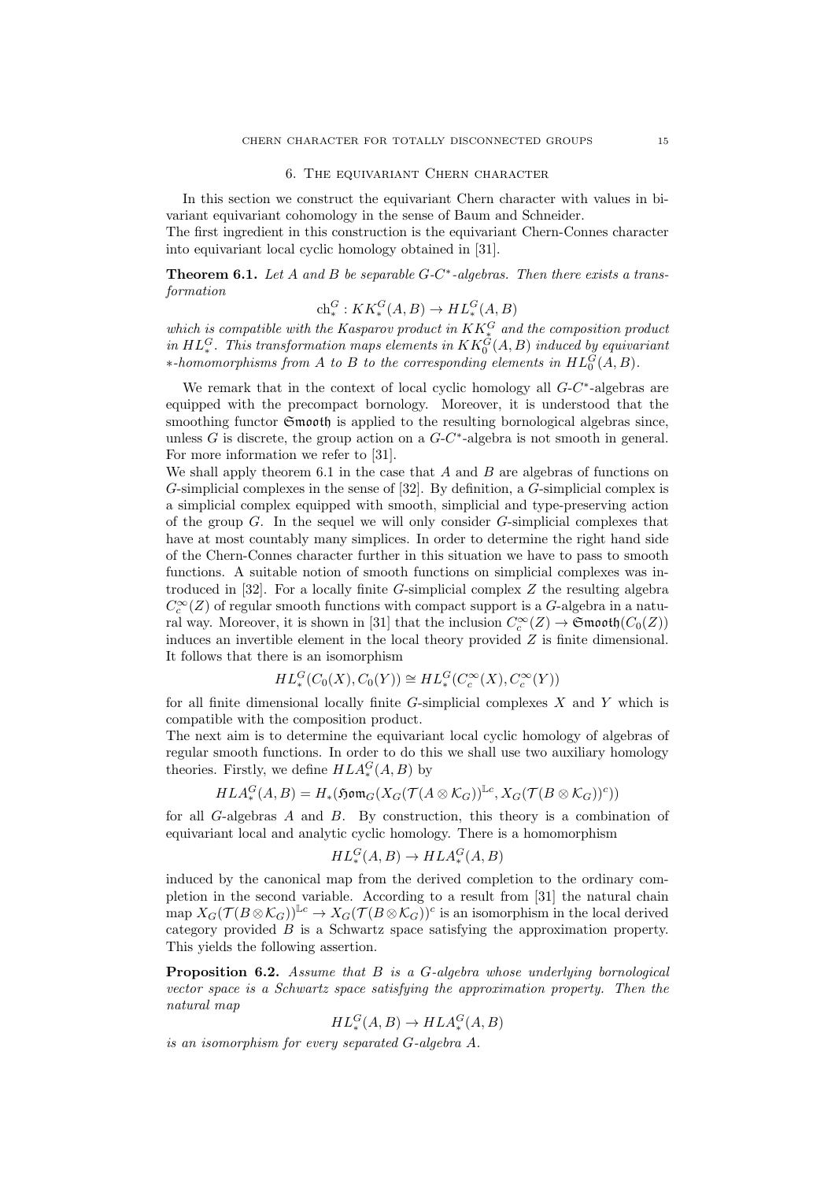## 6. The equivariant Chern character

In this section we construct the equivariant Chern character with values in bivariant equivariant cohomology in the sense of Baum and Schneider.
The first ingredient in this construction is the equivariant Chern-Connes character into equivariant local cyclic homology obtained in [31].

**Theorem 6.1.** *Let $A$ and $B$ be separable $G$-$C^*$-algebras. Then there exists a transformation*

$$\mathrm{ch}^G_* : KK^G_*(A,B) \to HL^G_*(A,B)$$

*which is compatible with the Kasparov product in $KK^G_*$ and the composition product in $HL^G_*$. This transformation maps elements in $KK^G_0(A,B)$ induced by equivariant $*$-homomorphisms from $A$ to $B$ to the corresponding elements in $HL^G_0(A,B)$.*

We remark that in the context of local cyclic homology all $G$-$C^*$-algebras are equipped with the precompact bornology. Moreover, it is understood that the smoothing functor $\mathfrak{Smooth}$ is applied to the resulting bornological algebras since, unless $G$ is discrete, the group action on a $G$-$C^*$-algebra is not smooth in general. For more information we refer to [31].
We shall apply theorem 6.1 in the case that $A$ and $B$ are algebras of functions on $G$-simplicial complexes in the sense of [32]. By definition, a $G$-simplicial complex is a simplicial complex equipped with smooth, simplicial and type-preserving action of the group $G$. In the sequel we will only consider $G$-simplicial complexes that have at most countably many simplices. In order to determine the right hand side of the Chern-Connes character further in this situation we have to pass to smooth functions. A suitable notion of smooth functions on simplicial complexes was introduced in [32]. For a locally finite $G$-simplicial complex $Z$ the resulting algebra $C^\infty_c(Z)$ of regular smooth functions with compact support is a $G$-algebra in a natural way. Moreover, it is shown in [31] that the inclusion $C^\infty_c(Z) \to \mathfrak{Smooth}(C_0(Z))$ induces an invertible element in the local theory provided $Z$ is finite dimensional. It follows that there is an isomorphism

$$HL^G_*(C_0(X), C_0(Y)) \cong HL^G_*(C^\infty_c(X), C^\infty_c(Y))$$

for all finite dimensional locally finite $G$-simplicial complexes $X$ and $Y$ which is compatible with the composition product.
The next aim is to determine the equivariant local cyclic homology of algebras of regular smooth functions. In order to do this we shall use two auxiliary homology theories. Firstly, we define $HLA^G_*(A,B)$ by

$$HLA^G_*(A,B) = H_*(\mathfrak{Hom}_G(X_G(\mathcal{T}(A \otimes \mathcal{K}_G))^{\mathbb{L}c}, X_G(\mathcal{T}(B \otimes \mathcal{K}_G))^c))$$

for all $G$-algebras $A$ and $B$. By construction, this theory is a combination of equivariant local and analytic cyclic homology. There is a homomorphism

$$HL^G_*(A,B) \to HLA^G_*(A,B)$$

induced by the canonical map from the derived completion to the ordinary completion in the second variable. According to a result from [31] the natural chain map $X_G(\mathcal{T}(B \otimes \mathcal{K}_G))^{\mathbb{L}c} \to X_G(\mathcal{T}(B \otimes \mathcal{K}_G))^c$ is an isomorphism in the local derived category provided $B$ is a Schwartz space satisfying the approximation property. This yields the following assertion.

**Proposition 6.2.** *Assume that $B$ is a $G$-algebra whose underlying bornological vector space is a Schwartz space satisfying the approximation property. Then the natural map*

$$HL^G_*(A,B) \to HLA^G_*(A,B)$$

*is an isomorphism for every separated $G$-algebra $A$.*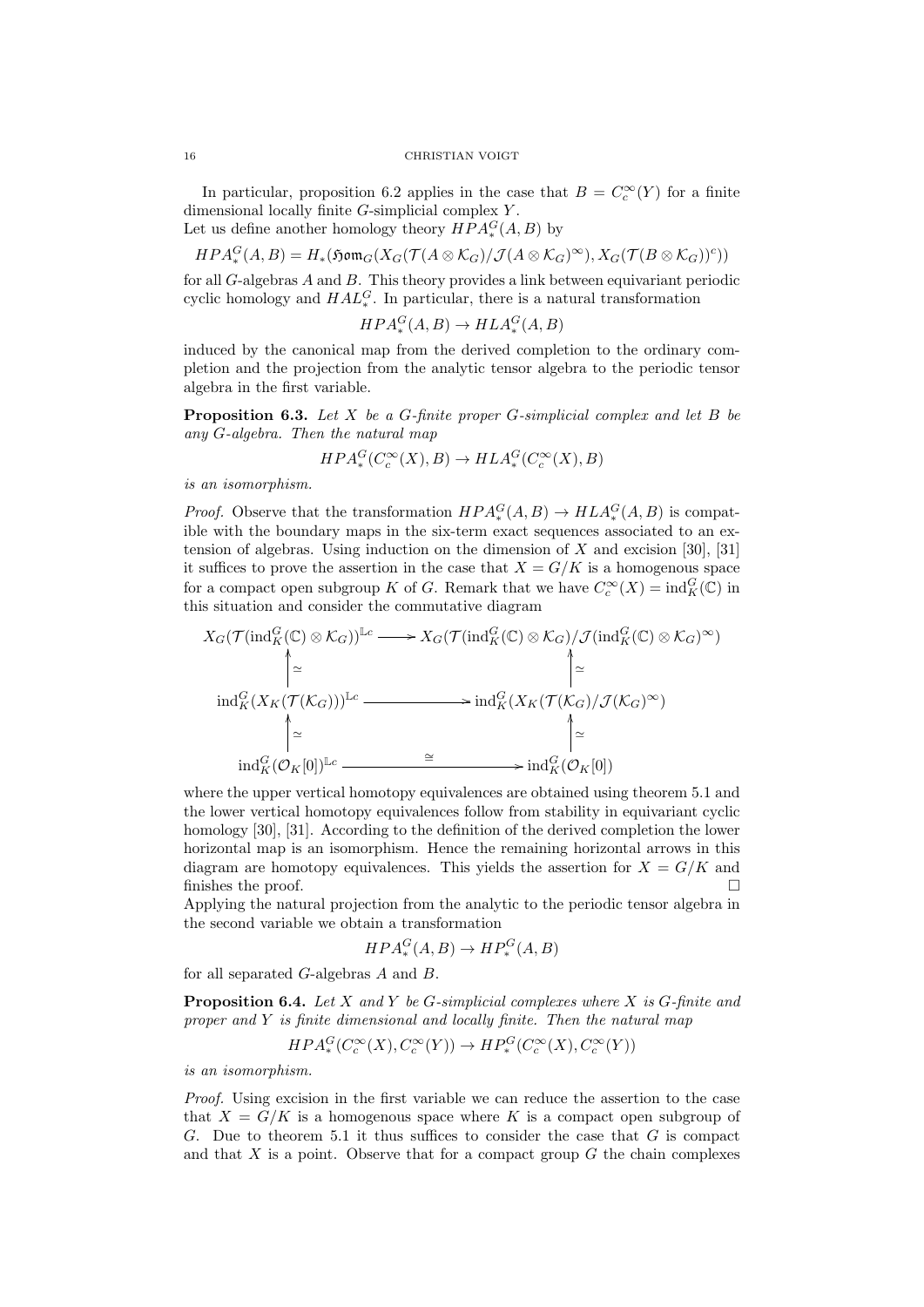In particular, proposition 6.2 applies in the case that $B = C^\infty_c(Y)$ for a finite dimensional locally finite $G$-simplicial complex $Y$.
Let us define another homology theory $HPA^G_*(A, B)$ by

$$HPA^G_*(A, B) = H_*(\mathfrak{Hom}_G(X_G(\mathcal{T}(A \otimes \mathcal{K}_G)/\mathcal{J}(A \otimes \mathcal{K}_G)^\infty), X_G(\mathcal{T}(B \otimes \mathcal{K}_G))^c))$$

for all $G$-algebras $A$ and $B$. This theory provides a link between equivariant periodic cyclic homology and $HAL^G_*$. In particular, there is a natural transformation

$$HPA^G_*(A, B) \to HLA^G_*(A, B)$$

induced by the canonical map from the derived completion to the ordinary completion and the projection from the analytic tensor algebra to the periodic tensor algebra in the first variable.

**Proposition 6.3.** *Let $X$ be a $G$-finite proper $G$-simplicial complex and let $B$ be any $G$-algebra. Then the natural map*

$$HPA^G_*(C^\infty_c(X), B) \to HLA^G_*(C^\infty_c(X), B)$$

*is an isomorphism.*

*Proof.* Observe that the transformation $HPA^G_*(A, B) \to HLA^G_*(A, B)$ is compatible with the boundary maps in the six-term exact sequences associated to an extension of algebras. Using induction on the dimension of $X$ and excision [30], [31] it suffices to prove the assertion in the case that $X = G/K$ is a homogenous space for a compact open subgroup $K$ of $G$. Remark that we have $C^\infty_c(X) = \mathrm{ind}^G_K(\mathbb{C})$ in this situation and consider the commutative diagram

$$\begin{array}{ccc}
X_G(\mathcal{T}(\mathrm{ind}^G_K(\mathbb{C}) \otimes \mathcal{K}_G))^{\mathbb{L}c} & \longrightarrow & X_G(\mathcal{T}(\mathrm{ind}^G_K(\mathbb{C}) \otimes \mathcal{K}_G)/\mathcal{J}(\mathrm{ind}^G_K(\mathbb{C}) \otimes \mathcal{K}_G)^\infty) \\
\uparrow \simeq & & \uparrow \simeq \\
\mathrm{ind}^G_K(X_K(\mathcal{T}(\mathcal{K}_G)))^{\mathbb{L}c} & \longrightarrow & \mathrm{ind}^G_K(X_K(\mathcal{T}(\mathcal{K}_G)/\mathcal{J}(\mathcal{K}_G)^\infty) \\
\uparrow \simeq & & \uparrow \simeq \\
\mathrm{ind}^G_K(\mathcal{O}_K[0])^{\mathbb{L}c} & \xrightarrow{\cong} & \mathrm{ind}^G_K(\mathcal{O}_K[0])
\end{array}$$

where the upper vertical homotopy equivalences are obtained using theorem 5.1 and the lower vertical homotopy equivalences follow from stability in equivariant cyclic homology [30], [31]. According to the definition of the derived completion the lower horizontal map is an isomorphism. Hence the remaining horizontal arrows in this diagram are homotopy equivalences. This yields the assertion for $X = G/K$ and finishes the proof. $\square$

Applying the natural projection from the analytic to the periodic tensor algebra in the second variable we obtain a transformation

$$HPA^G_*(A, B) \to HP^G_*(A, B)$$

for all separated $G$-algebras $A$ and $B$.

**Proposition 6.4.** *Let $X$ and $Y$ be $G$-simplicial complexes where $X$ is $G$-finite and proper and $Y$ is finite dimensional and locally finite. Then the natural map*

$$HPA^G_*(C^\infty_c(X), C^\infty_c(Y)) \to HP^G_*(C^\infty_c(X), C^\infty_c(Y))$$

*is an isomorphism.*

*Proof.* Using excision in the first variable we can reduce the assertion to the case that $X = G/K$ is a homogenous space where $K$ is a compact open subgroup of $G$. Due to theorem 5.1 it thus suffices to consider the case that $G$ is compact and that $X$ is a point. Observe that for a compact group $G$ the chain complexes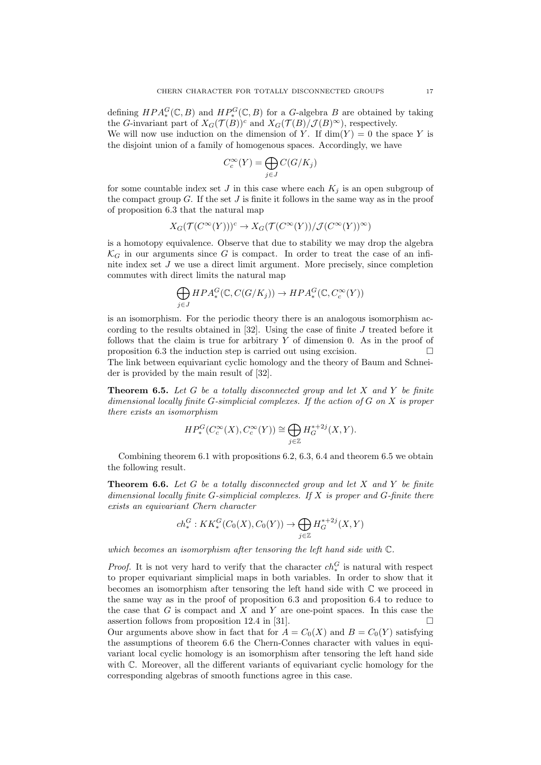defining $HPA^G_*(\mathbb{C}, B)$ and $HP^G_*(\mathbb{C}, B)$ for a $G$-algebra $B$ are obtained by taking the $G$-invariant part of $X_G(\mathcal{T}(B))^c$ and $X_G(\mathcal{T}(B)/\mathcal{J}(B)^\infty)$, respectively.
We will now use induction on the dimension of $Y$. If $\dim(Y) = 0$ the space $Y$ is the disjoint union of a family of homogenous spaces. Accordingly, we have

$$C^\infty_c(Y) = \bigoplus_{j\in J} C(G/K_j)$$

for some countable index set $J$ in this case where each $K_j$ is an open subgroup of the compact group $G$. If the set $J$ is finite it follows in the same way as in the proof of proposition 6.3 that the natural map

$$X_G(\mathcal{T}(C^\infty(Y)))^c \to X_G(\mathcal{T}(C^\infty(Y))/\mathcal{J}(C^\infty(Y))^\infty)$$

is a homotopy equivalence. Observe that due to stability we may drop the algebra $\mathcal{K}_G$ in our arguments since $G$ is compact. In order to treat the case of an infinite index set $J$ we use a direct limit argument. More precisely, since completion commutes with direct limits the natural map

$$\bigoplus_{j\in J} HPA^G_*(\mathbb{C}, C(G/K_j)) \to HPA^G_*(\mathbb{C}, C^\infty_c(Y))$$

is an isomorphism. For the periodic theory there is an analogous isomorphism according to the results obtained in [32]. Using the case of finite $J$ treated before it follows that the claim is true for arbitrary $Y$ of dimension 0. As in the proof of proposition 6.3 the induction step is carried out using excision. $\square$

The link between equivariant cyclic homology and the theory of Baum and Schneider is provided by the main result of [32].

**Theorem 6.5.** *Let $G$ be a totally disconnected group and let $X$ and $Y$ be finite dimensional locally finite $G$-simplicial complexes. If the action of $G$ on $X$ is proper there exists an isomorphism*

$$HP^G_*(C^\infty_c(X), C^\infty_c(Y)) \cong \bigoplus_{j\in\mathbb{Z}} H^{*+2j}_G(X, Y).$$

Combining theorem 6.1 with propositions 6.2, 6.3, 6.4 and theorem 6.5 we obtain the following result.

**Theorem 6.6.** *Let $G$ be a totally disconnected group and let $X$ and $Y$ be finite dimensional locally finite $G$-simplicial complexes. If $X$ is proper and $G$-finite there exists an equivariant Chern character*

$$ch^G_* : KK^G_*(C_0(X), C_0(Y)) \to \bigoplus_{j\in\mathbb{Z}} H^{*+2j}_G(X, Y)$$

*which becomes an isomorphism after tensoring the left hand side with $\mathbb{C}$.*

*Proof.* It is not very hard to verify that the character $ch^G_*$ is natural with respect to proper equivariant simplicial maps in both variables. In order to show that it becomes an isomorphism after tensoring the left hand side with $\mathbb{C}$ we proceed in the same way as in the proof of proposition 6.3 and proposition 6.4 to reduce to the case that $G$ is compact and $X$ and $Y$ are one-point spaces. In this case the assertion follows from proposition 12.4 in [31]. $\square$

Our arguments above show in fact that for $A = C_0(X)$ and $B = C_0(Y)$ satisfying the assumptions of theorem 6.6 the Chern-Connes character with values in equivariant local cyclic homology is an isomorphism after tensoring the left hand side with $\mathbb{C}$. Moreover, all the different variants of equivariant cyclic homology for the corresponding algebras of smooth functions agree in this case.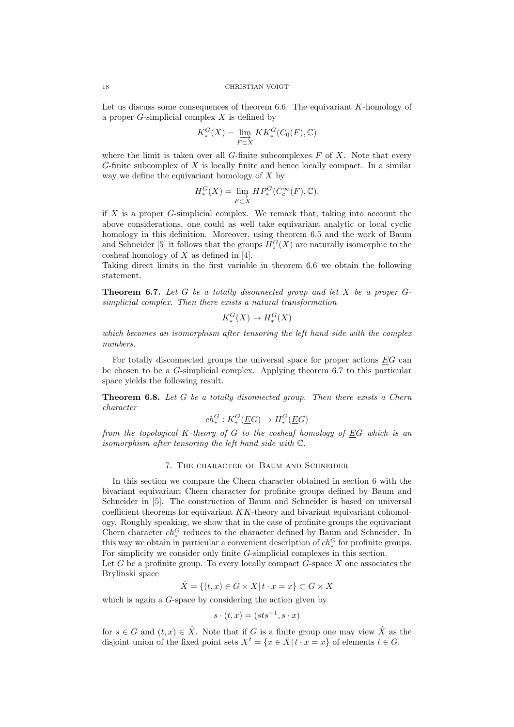Let us discuss some consequences of theorem 6.6. The equivariant $K$-homology of a proper $G$-simplicial complex $X$ is defined by

$$K_*^G(X) = \varinjlim_{F \subset X} KK_*^G(C_0(F), \mathbb{C})$$

where the limit is taken over all $G$-finite subcomplexes $F$ of $X$. Note that every $G$-finite subcomplex of $X$ is locally finite and hence locally compact. In a similar way we define the equivariant homology of $X$ by

$$H_*^G(X) = \varinjlim_{F \subset X} HP_*^G(C_c^\infty(F), \mathbb{C}).$$

if $X$ is a proper $G$-simplicial complex. We remark that, taking into account the above considerations, one could as well take equivariant analytic or local cyclic homology in this definition. Moreover, using theorem 6.5 and the work of Baum and Schneider [5] it follows that the groups $H_*^G(X)$ are naturally isomorphic to the cosheaf homology of $X$ as defined in [4].

Taking direct limits in the first variable in theorem 6.6 we obtain the following statement.

**Theorem 6.7.** *Let $G$ be a totally disonnected group and let $X$ be a proper $G$-simplicial complex. Then there exists a natural transformation*

$$K_*^G(X) \to H_*^G(X)$$

*which becomes an isomorphism after tensoring the left hand side with the complex numbers.*

For totally disconnected groups the universal space for proper actions $\underline{E}G$ can be chosen to be a $G$-simplicial complex. Applying theorem 6.7 to this particular space yields the following result.

**Theorem 6.8.** *Let $G$ be a totally disonnected group. Then there exists a Chern character*

$$ch_*^G : K_*^G(\underline{E}G) \to H_*^G(\underline{E}G)$$

*from the topological $K$-theory of $G$ to the cosheaf homology of $\underline{E}G$ which is an isomorphism after tensoring the left hand side with $\mathbb{C}$.*

## 7. The character of Baum and Schneider

In this section we compare the Chern character obtained in section 6 with the bivariant equivariant Chern character for profinite groups defined by Baum and Schneider in [5]. The construction of Baum and Schneider is based on universal coefficient theorems for equivariant $KK$-theory and bivariant equivariant cohomology. Roughly speaking, we show that in the case of profinite groups the equivariant Chern character $ch_*^G$ reduces to the character defined by Baum and Schneider. In this way we obtain in particular a convenient description of $ch_*^G$ for profinite groups. For simplicity we consider only finite $G$-simplicial complexes in this section.

Let $G$ be a profinite group. To every locally compact $G$-space $X$ one associates the Brylinski space

$$\hat{X} = \{(t, x) \in G \times X \,|\, t \cdot x = x\} \subset G \times X$$

which is again a $G$-space by considering the action given by

$$s \cdot (t, x) = (sts^{-1}, s \cdot x)$$

for $s \in G$ and $(t, x) \in \hat{X}$. Note that if $G$ is a finite group one may view $\hat{X}$ as the disjoint union of the fixed point sets $X^t = \{x \in X \,|\, t \cdot x = x\}$ of elements $t \in G$.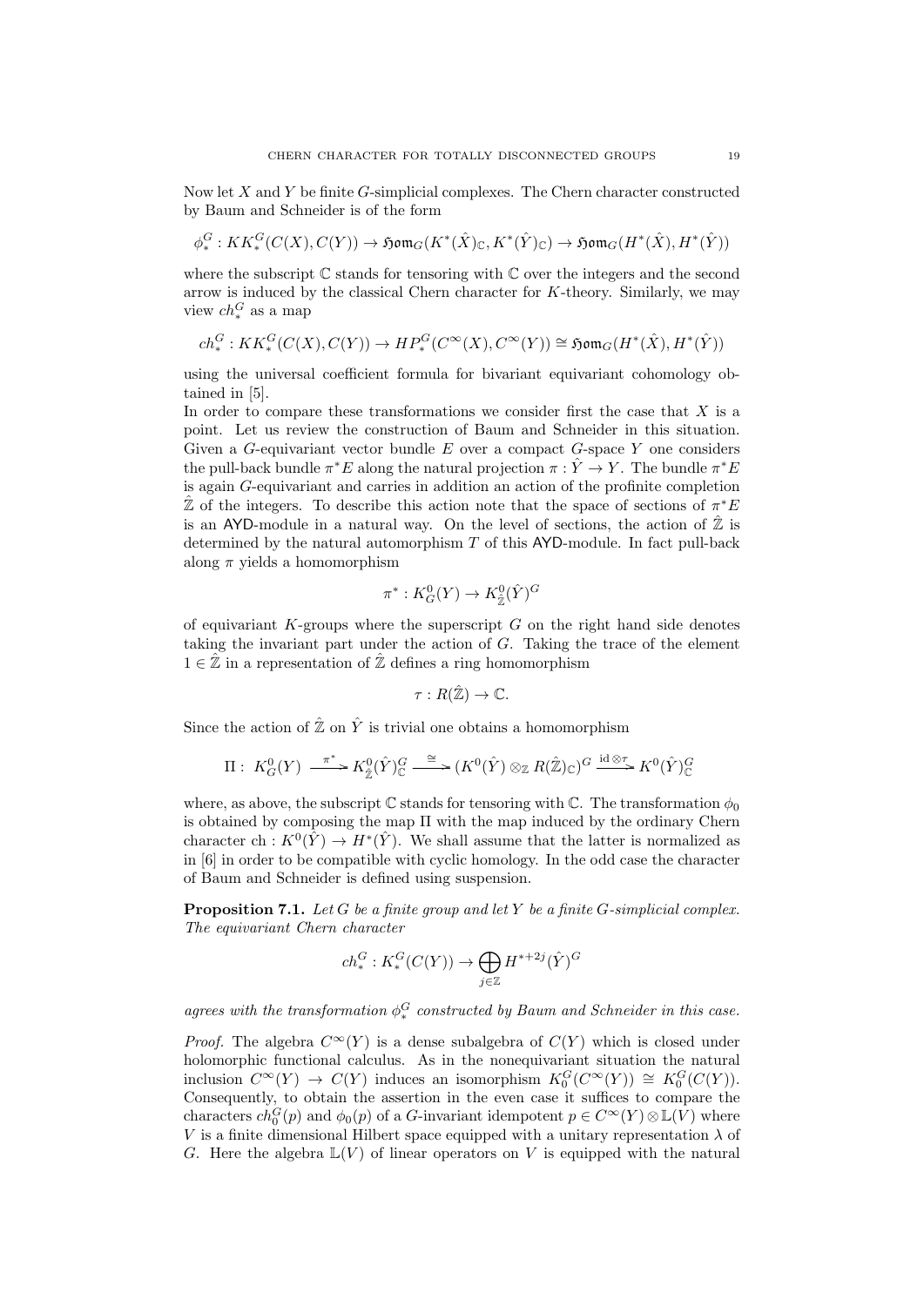Now let $X$ and $Y$ be finite $G$-simplicial complexes. The Chern character constructed by Baum and Schneider is of the form

$$\phi_*^G : KK_*^G(C(X), C(Y)) \to \mathfrak{Hom}_G(K^*(\hat{X})_{\mathbb{C}}, K^*(\hat{Y})_{\mathbb{C}}) \to \mathfrak{Hom}_G(H^*(\hat{X}), H^*(\hat{Y}))$$

where the subscript $\mathbb{C}$ stands for tensoring with $\mathbb{C}$ over the integers and the second arrow is induced by the classical Chern character for $K$-theory. Similarly, we may view $ch_*^G$ as a map

$$ch_*^G : KK_*^G(C(X), C(Y)) \to HP_*^G(C^\infty(X), C^\infty(Y)) \cong \mathfrak{Hom}_G(H^*(\hat{X}), H^*(\hat{Y}))$$

using the universal coefficient formula for bivariant equivariant cohomology obtained in [5].

In order to compare these transformations we consider first the case that $X$ is a point. Let us review the construction of Baum and Schneider in this situation. Given a $G$-equivariant vector bundle $E$ over a compact $G$-space $Y$ one considers the pull-back bundle $\pi^* E$ along the natural projection $\pi : \hat{Y} \to Y$. The bundle $\pi^* E$ is again $G$-equivariant and carries in addition an action of the profinite completion $\hat{\mathbb{Z}}$ of the integers. To describe this action note that the space of sections of $\pi^* E$ is an AYD-module in a natural way. On the level of sections, the action of $\hat{\mathbb{Z}}$ is determined by the natural automorphism $T$ of this AYD-module. In fact pull-back along $\pi$ yields a homomorphism

$$\pi^* : K_G^0(Y) \to K_{\hat{\mathbb{Z}}}^0(\hat{Y})^G$$

of equivariant $K$-groups where the superscript $G$ on the right hand side denotes taking the invariant part under the action of $G$. Taking the trace of the element $1 \in \hat{\mathbb{Z}}$ in a representation of $\hat{\mathbb{Z}}$ defines a ring homomorphism

$$\tau : R(\hat{\mathbb{Z}}) \to \mathbb{C}.$$

Since the action of $\hat{\mathbb{Z}}$ on $\hat{Y}$ is trivial one obtains a homomorphism

$$\Pi : \; K_G^0(Y) \xrightarrow{\pi^*} K_{\hat{\mathbb{Z}}}^0(\hat{Y})_{\mathbb{C}}^G \xrightarrow{\cong} (K^0(\hat{Y}) \otimes_{\mathbb{Z}} R(\hat{\mathbb{Z}})_{\mathbb{C}})^G \xrightarrow{\mathrm{id} \otimes \tau} K^0(\hat{Y})_{\mathbb{C}}^G$$

where, as above, the subscript $\mathbb{C}$ stands for tensoring with $\mathbb{C}$. The transformation $\phi_0$ is obtained by composing the map $\Pi$ with the map induced by the ordinary Chern character $\mathrm{ch} : K^0(\hat{Y}) \to H^*(\hat{Y})$. We shall assume that the latter is normalized as in [6] in order to be compatible with cyclic homology. In the odd case the character of Baum and Schneider is defined using suspension.

**Proposition 7.1.** *Let $G$ be a finite group and let $Y$ be a finite $G$-simplicial complex. The equivariant Chern character*

$$ch_*^G : K_*^G(C(Y)) \to \bigoplus_{j \in \mathbb{Z}} H^{*+2j}(\hat{Y})^G$$

*agrees with the transformation $\phi_*^G$ constructed by Baum and Schneider in this case.*

*Proof.* The algebra $C^\infty(Y)$ is a dense subalgebra of $C(Y)$ which is closed under holomorphic functional calculus. As in the nonequivariant situation the natural inclusion $C^\infty(Y) \to C(Y)$ induces an isomorphism $K_0^G(C^\infty(Y)) \cong K_0^G(C(Y))$. Consequently, to obtain the assertion in the even case it suffices to compare the characters $ch_0^G(p)$ and $\phi_0(p)$ of a $G$-invariant idempotent $p \in C^\infty(Y) \otimes \mathbb{L}(V)$ where $V$ is a finite dimensional Hilbert space equipped with a unitary representation $\lambda$ of $G$. Here the algebra $\mathbb{L}(V)$ of linear operators on $V$ is equipped with the natural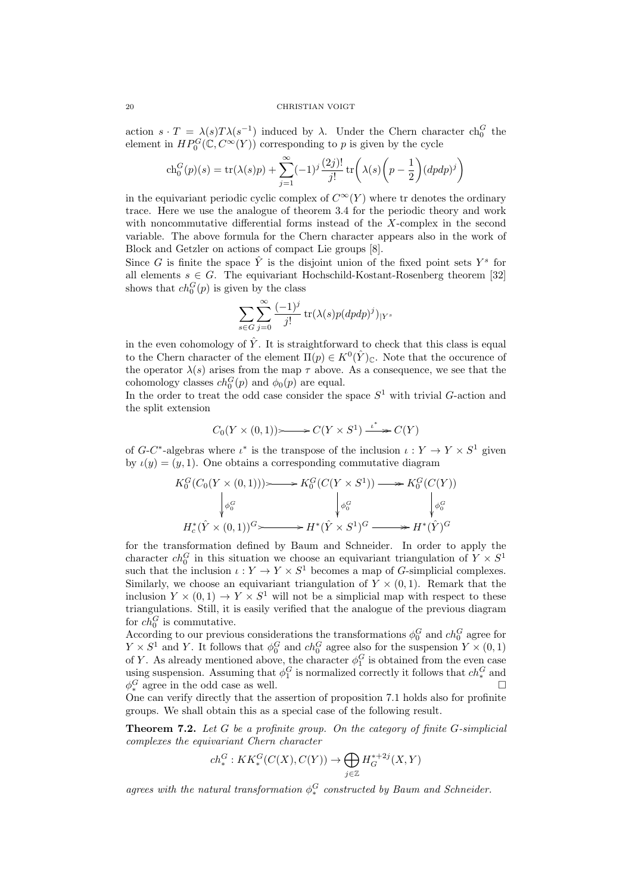action $s \cdot T = \lambda(s)T\lambda(s^{-1})$ induced by $\lambda$. Under the Chern character $\mathrm{ch}_0^G$ the element in $HP_0^G(\mathbb{C}, C^\infty(Y))$ corresponding to $p$ is given by the cycle

$$\mathrm{ch}_0^G(p)(s) = \mathrm{tr}(\lambda(s)p) + \sum_{j=1}^{\infty} (-1)^j \frac{(2j)!}{j!} \mathrm{tr}\bigg(\lambda(s)\bigg(p - \frac{1}{2}\bigg)(dpdp)^j\bigg)$$

in the equivariant periodic cyclic complex of $C^\infty(Y)$ where tr denotes the ordinary trace. Here we use the analogue of theorem 3.4 for the periodic theory and work with noncommutative differential forms instead of the $X$-complex in the second variable. The above formula for the Chern character appears also in the work of Block and Getzler on actions of compact Lie groups [8].

Since $G$ is finite the space $\hat{Y}$ is the disjoint union of the fixed point sets $Y^s$ for all elements $s \in G$. The equivariant Hochschild-Kostant-Rosenberg theorem [32] shows that $ch_0^G(p)$ is given by the class

$$\sum_{s \in G} \sum_{j=0}^{\infty} \frac{(-1)^j}{j!} \mathrm{tr}(\lambda(s)p(dpdp)^j)_{|Y^s}$$

in the even cohomology of $\hat{Y}$. It is straightforward to check that this class is equal to the Chern character of the element $\Pi(p) \in K^0(\hat{Y})_{\mathbb{C}}$. Note that the occurence of the operator $\lambda(s)$ arises from the map $\tau$ above. As a consequence, we see that the cohomology classes $ch_0^G(p)$ and $\phi_0(p)$ are equal.

In the order to treat the odd case consider the space $S^1$ with trivial $G$-action and the split extension

$$C_0(Y \times (0,1)) \rightarrowtail C(Y \times S^1) \xrightarrow{\iota^*} C(Y)$$

of $G$-$C^*$-algebras where $\iota^*$ is the transpose of the inclusion $\iota : Y \to Y \times S^1$ given by $\iota(y) = (y, 1)$. One obtains a corresponding commutative diagram

$$\begin{array}{ccccc} K_0^G(C_0(Y \times (0,1))) & \rightarrowtail & K_0^G(C(Y \times S^1)) & \twoheadrightarrow & K_0^G(C(Y)) \\ \downarrow \phi_0^G & & \downarrow \phi_0^G & & \downarrow \phi_0^G \\ H_c^*(\hat{Y} \times (0,1))^G & \rightarrowtail & H^*(\hat{Y} \times S^1)^G & \twoheadrightarrow & H^*(\hat{Y})^G \end{array}$$

for the transformation defined by Baum and Schneider. In order to apply the character $ch_0^G$ in this situation we choose an equivariant triangulation of $Y \times S^1$ such that the inclusion $\iota : Y \to Y \times S^1$ becomes a map of $G$-simplicial complexes. Similarly, we choose an equivariant triangulation of $Y \times (0,1)$. Remark that the inclusion $Y \times (0,1) \to Y \times S^1$ will not be a simplicial map with respect to these triangulations. Still, it is easily verified that the analogue of the previous diagram for $ch_0^G$ is commutative.

According to our previous considerations the transformations $\phi_0^G$ and $ch_0^G$ agree for $Y \times S^1$ and $Y$. It follows that $\phi_0^G$ and $ch_0^G$ agree also for the suspension $Y \times (0,1)$ of $Y$. As already mentioned above, the character $\phi_1^G$ is obtained from the even case using suspension. Assuming that $\phi_1^G$ is normalized correctly it follows that $ch_*^G$ and $\phi_*^G$ agree in the odd case as well. □

One can verify directly that the assertion of proposition 7.1 holds also for profinite groups. We shall obtain this as a special case of the following result.

**Theorem 7.2.** *Let $G$ be a profinite group. On the category of finite $G$-simplicial complexes the equivariant Chern character*

$$ch_*^G : KK_*^G(C(X), C(Y)) \to \bigoplus_{j \in \mathbb{Z}} H_G^{*+2j}(X, Y)$$

*agrees with the natural transformation $\phi_*^G$ constructed by Baum and Schneider.*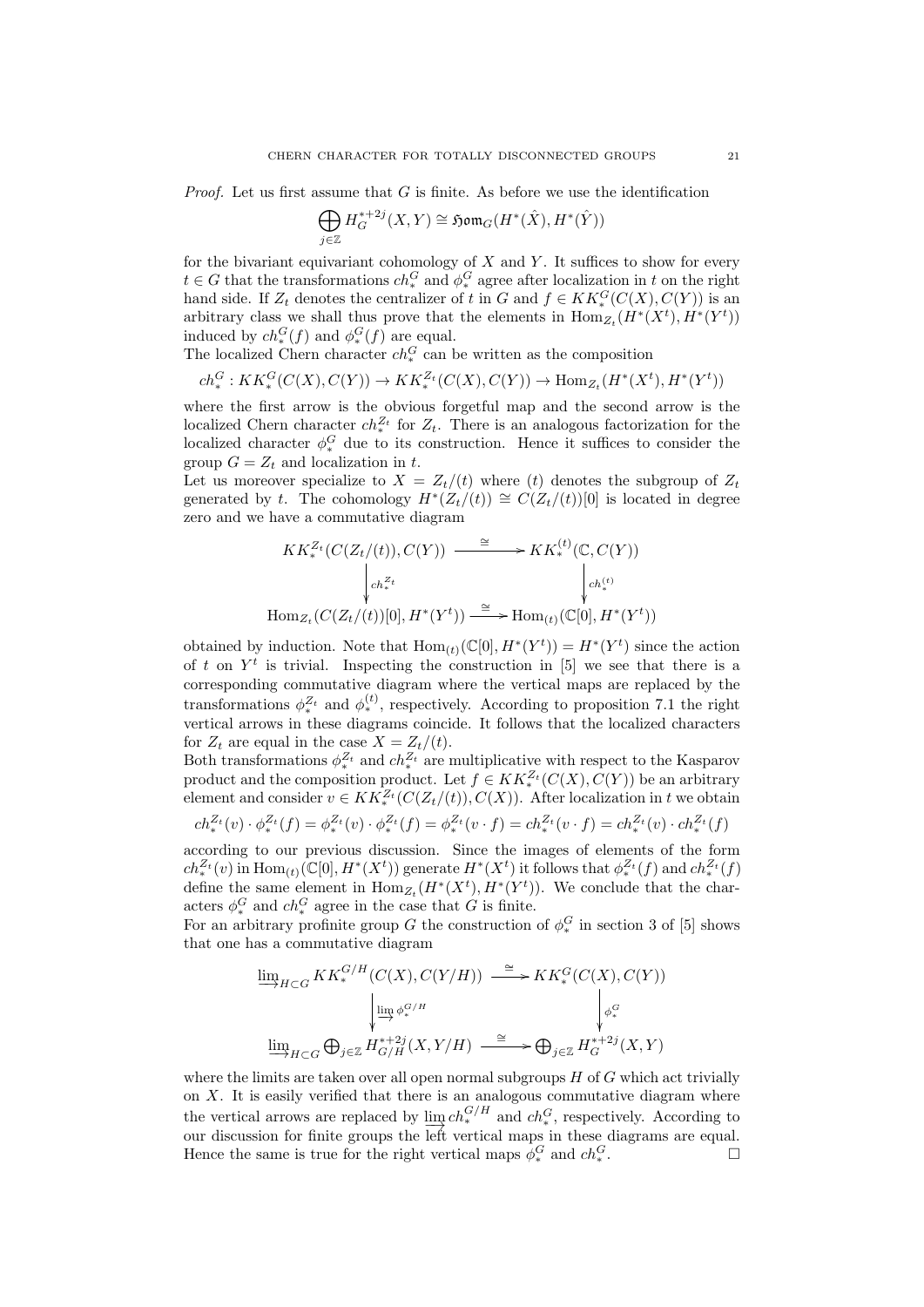*Proof.* Let us first assume that $G$ is finite. As before we use the identification

$$\bigoplus_{j\in\mathbb{Z}} H_G^{*+2j}(X,Y) \cong \mathfrak{Hom}_G(H^*(\hat{X}), H^*(\hat{Y}))$$

for the bivariant equivariant cohomology of $X$ and $Y$. It suffices to show for every $t \in G$ that the transformations $ch_*^G$ and $\phi_*^G$ agree after localization in $t$ on the right hand side. If $Z_t$ denotes the centralizer of $t$ in $G$ and $f \in KK_*^G(C(X), C(Y))$ is an arbitrary class we shall thus prove that the elements in $\mathrm{Hom}_{Z_t}(H^*(X^t), H^*(Y^t))$ induced by $ch_*^G(f)$ and $\phi_*^G(f)$ are equal.

The localized Chern character $ch_*^G$ can be written as the composition

$$ch_*^G : KK_*^G(C(X), C(Y)) \to KK_*^{Z_t}(C(X), C(Y)) \to \mathrm{Hom}_{Z_t}(H^*(X^t), H^*(Y^t))$$

where the first arrow is the obvious forgetful map and the second arrow is the localized Chern character $ch_*^{Z_t}$ for $Z_t$. There is an analogous factorization for the localized character $\phi_*^G$ due to its construction. Hence it suffices to consider the group $G = Z_t$ and localization in $t$.

Let us moreover specialize to $X = Z_t/(t)$ where $(t)$ denotes the subgroup of $Z_t$ generated by $t$. The cohomology $H^*(Z_t/(t)) \cong C(Z_t/(t))[0]$ is located in degree zero and we have a commutative diagram

$$\begin{array}{ccc}
KK_*^{Z_t}(C(Z_t/(t)), C(Y)) & \xrightarrow{\cong} & KK_*^{(t)}(\mathbb{C}, C(Y)) \\
\Big\downarrow{\scriptstyle ch_*^{Z_t}} & & \Big\downarrow{\scriptstyle ch_*^{(t)}} \\
\mathrm{Hom}_{Z_t}(C(Z_t/(t))[0], H^*(Y^t)) & \xrightarrow{\cong} & \mathrm{Hom}_{(t)}(\mathbb{C}[0], H^*(Y^t))
\end{array}$$

obtained by induction. Note that $\mathrm{Hom}_{(t)}(\mathbb{C}[0], H^*(Y^t)) = H^*(Y^t)$ since the action of $t$ on $Y^t$ is trivial. Inspecting the construction in [5] we see that there is a corresponding commutative diagram where the vertical maps are replaced by the transformations $\phi_*^{Z_t}$ and $\phi_*^{(t)}$, respectively. According to proposition 7.1 the right vertical arrows in these diagrams coincide. It follows that the localized characters for $Z_t$ are equal in the case $X = Z_t/(t)$.

Both transformations $\phi_*^{Z_t}$ and $ch_*^{Z_t}$ are multiplicative with respect to the Kasparov product and the composition product. Let $f \in KK_*^{Z_t}(C(X), C(Y))$ be an arbitrary element and consider $v \in KK_*^{Z_t}(C(Z_t/(t)), C(X))$. After localization in $t$ we obtain

$$ch_*^{Z_t}(v)\cdot \phi_*^{Z_t}(f) = \phi_*^{Z_t}(v)\cdot \phi_*^{Z_t}(f) = \phi_*^{Z_t}(v\cdot f) = ch_*^{Z_t}(v \cdot f) = ch_*^{Z_t}(v)\cdot ch_*^{Z_t}(f)$$

according to our previous discussion. Since the images of elements of the form $ch_*^{Z_t}(v)$ in $\mathrm{Hom}_{(t)}(\mathbb{C}[0], H^*(X^t))$ generate $H^*(X^t)$ it follows that $\phi_*^{Z_t}(f)$ and $ch_*^{Z_t}(f)$ define the same element in $\mathrm{Hom}_{Z_t}(H^*(X^t), H^*(Y^t))$. We conclude that the characters $\phi_*^G$ and $ch_*^G$ agree in the case that $G$ is finite.

For an arbitrary profinite group $G$ the construction of $\phi_*^G$ in section 3 of [5] shows that one has a commutative diagram

$$\begin{array}{ccc}
\varinjlim_{H\subset G} KK_*^{G/H}(C(X), C(Y/H)) & \xrightarrow{\cong} & KK_*^G(C(X), C(Y)) \\
\Big\downarrow{\scriptstyle \varinjlim \phi_*^{G/H}} & & \Big\downarrow{\scriptstyle \phi_*^G} \\
\varinjlim_{H\subset G} \bigoplus_{j\in\mathbb{Z}} H_{G/H}^{*+2j}(X, Y/H) & \xrightarrow{\cong} & \bigoplus_{j\in\mathbb{Z}} H_G^{*+2j}(X,Y)
\end{array}$$

where the limits are taken over all open normal subgroups $H$ of $G$ which act trivially on $X$. It is easily verified that there is an analogous commutative diagram where the vertical arrows are replaced by $\varinjlim ch_*^{G/H}$ and $ch_*^G$, respectively. According to our discussion for finite groups the left vertical maps in these diagrams are equal. Hence the same is true for the right vertical maps $\phi_*^G$ and $ch_*^G$. □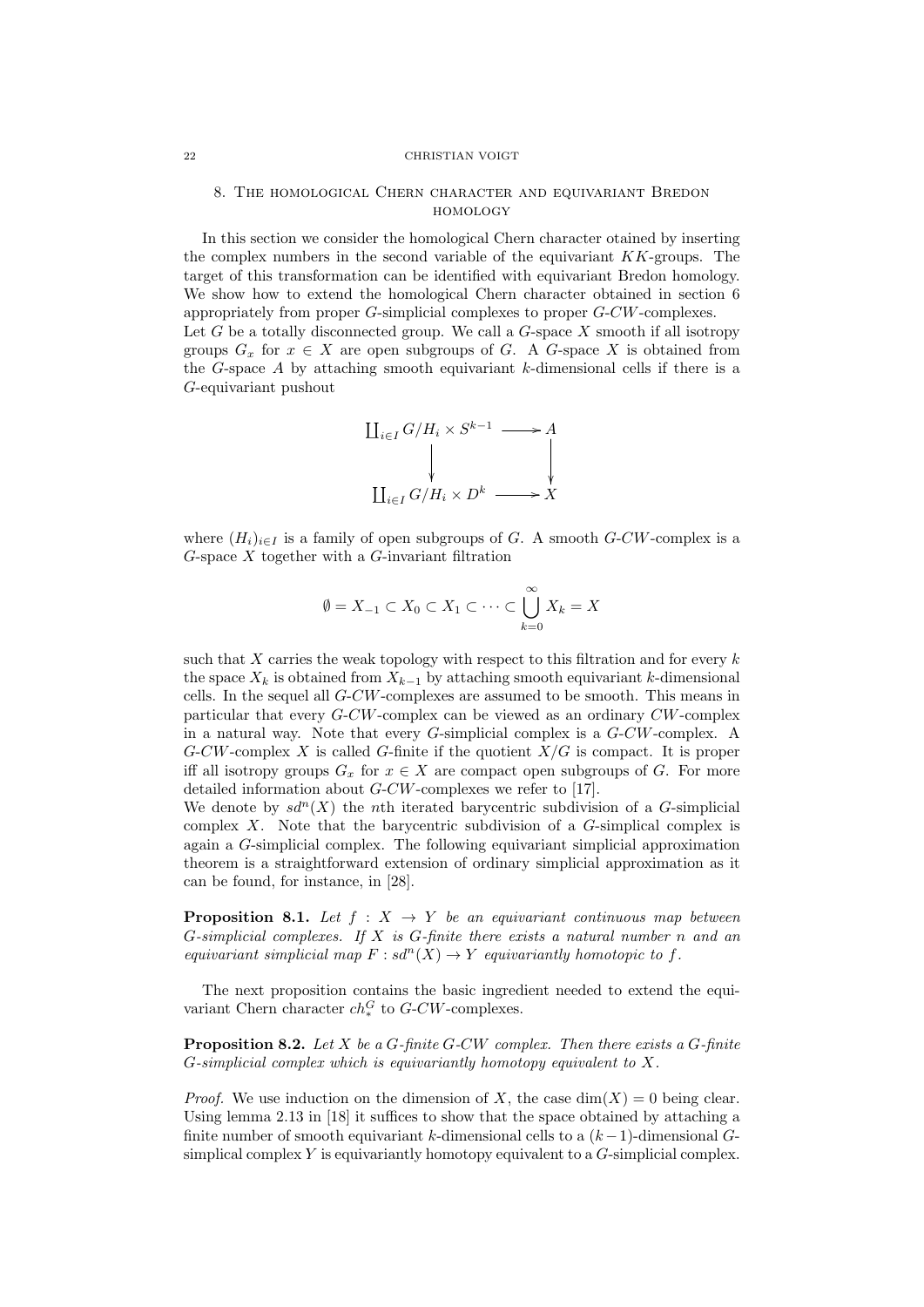## 8. The homological Chern character and equivariant Bredon homology

In this section we consider the homological Chern character otained by inserting the complex numbers in the second variable of the equivariant $KK$-groups. The target of this transformation can be identified with equivariant Bredon homology. We show how to extend the homological Chern character obtained in section 6 appropriately from proper $G$-simplicial complexes to proper $G$-$CW$-complexes.

Let $G$ be a totally disconnected group. We call a $G$-space $X$ smooth if all isotropy groups $G_x$ for $x \in X$ are open subgroups of $G$. A $G$-space $X$ is obtained from the $G$-space $A$ by attaching smooth equivariant $k$-dimensional cells if there is a $G$-equivariant pushout

$$\begin{array}{ccc} \coprod_{i\in I} G/H_i \times S^{k-1} & \longrightarrow & A \\ \downarrow & & \downarrow \\ \coprod_{i\in I} G/H_i \times D^{k} & \longrightarrow & X \end{array}$$

where $(H_i)_{i\in I}$ is a family of open subgroups of $G$. A smooth $G$-$CW$-complex is a $G$-space $X$ together with a $G$-invariant filtration

$$\emptyset = X_{-1} \subset X_0 \subset X_1 \subset \cdots \subset \bigcup_{k=0}^{\infty} X_k = X$$

such that $X$ carries the weak topology with respect to this filtration and for every $k$ the space $X_k$ is obtained from $X_{k-1}$ by attaching smooth equivariant $k$-dimensional cells. In the sequel all $G$-$CW$-complexes are assumed to be smooth. This means in particular that every $G$-$CW$-complex can be viewed as an ordinary $CW$-complex in a natural way. Note that every $G$-simplicial complex is a $G$-$CW$-complex. A $G$-$CW$-complex $X$ is called $G$-finite if the quotient $X/G$ is compact. It is proper iff all isotropy groups $G_x$ for $x \in X$ are compact open subgroups of $G$. For more detailed information about $G$-$CW$-complexes we refer to [17].

We denote by $sd^n(X)$ the $n$th iterated barycentric subdivision of a $G$-simplicial complex $X$. Note that the barycentric subdivision of a $G$-simplical complex is again a $G$-simplicial complex. The following equivariant simplicial approximation theorem is a straightforward extension of ordinary simplicial approximation as it can be found, for instance, in [28].

**Proposition 8.1.** *Let $f : X \to Y$ be an equivariant continuous map between $G$-simplicial complexes. If $X$ is $G$-finite there exists a natural number $n$ and an equivariant simplicial map $F : sd^n(X) \to Y$ equivariantly homotopic to $f$.*

The next proposition contains the basic ingredient needed to extend the equivariant Chern character $ch^G_*$ to $G$-$CW$-complexes.

**Proposition 8.2.** *Let $X$ be a $G$-finite $G$-$CW$ complex. Then there exists a $G$-finite $G$-simplicial complex which is equivariantly homotopy equivalent to $X$.*

*Proof.* We use induction on the dimension of $X$, the case $\dim(X) = 0$ being clear. Using lemma 2.13 in [18] it suffices to show that the space obtained by attaching a finite number of smooth equivariant $k$-dimensional cells to a $(k-1)$-dimensional $G$-simplical complex $Y$ is equivariantly homotopy equivalent to a $G$-simplicial complex.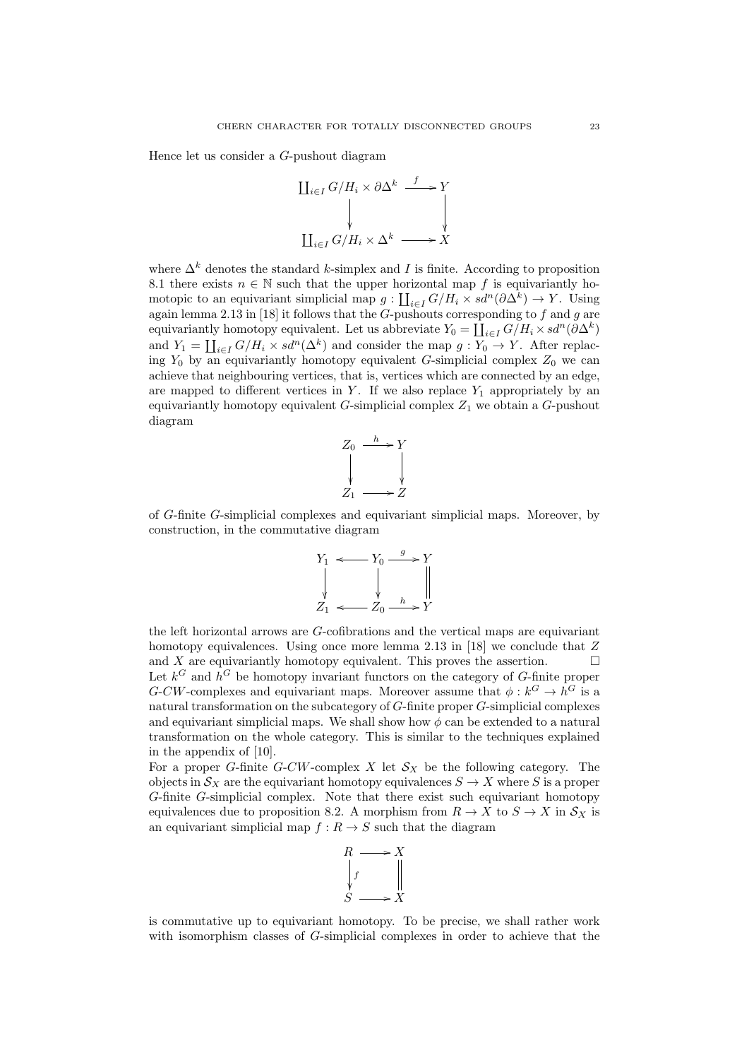Hence let us consider a $G$-pushout diagram

$$\begin{array}{ccc} \coprod_{i\in I} G/H_i \times \partial\Delta^k & \xrightarrow{f} & Y \\ \downarrow & & \downarrow \\ \coprod_{i\in I} G/H_i \times \Delta^k & \longrightarrow & X \end{array}$$

where $\Delta^k$ denotes the standard $k$-simplex and $I$ is finite. According to proposition 8.1 there exists $n \in \mathbb{N}$ such that the upper horizontal map $f$ is equivariantly homotopic to an equivariant simplicial map $g : \coprod_{i\in I} G/H_i \times sd^n(\partial\Delta^k) \to Y$. Using again lemma 2.13 in [18] it follows that the $G$-pushouts corresponding to $f$ and $g$ are equivariantly homotopy equivalent. Let us abbreviate $Y_0 = \coprod_{i\in I} G/H_i \times sd^n(\partial\Delta^k)$ and $Y_1 = \coprod_{i\in I} G/H_i \times sd^n(\Delta^k)$ and consider the map $g : Y_0 \to Y$. After replacing $Y_0$ by an equivariantly homotopy equivalent $G$-simplicial complex $Z_0$ we can achieve that neighbouring vertices, that is, vertices which are connected by an edge, are mapped to different vertices in $Y$. If we also replace $Y_1$ appropriately by an equivariantly homotopy equivalent $G$-simplicial complex $Z_1$ we obtain a $G$-pushout diagram

$$\begin{array}{ccc} Z_0 & \xrightarrow{h} & Y \\ \downarrow & & \downarrow \\ Z_1 & \longrightarrow & Z \end{array}$$

of $G$-finite $G$-simplicial complexes and equivariant simplicial maps. Moreover, by construction, in the commutative diagram

$$\begin{array}{ccccc} Y_1 & \longleftarrow & Y_0 & \xrightarrow{g} & Y \\ \downarrow & & \downarrow & & \| \\ Z_1 & \longleftarrow & Z_0 & \xrightarrow{h} & Y \end{array}$$

the left horizontal arrows are $G$-cofibrations and the vertical maps are equivariant homotopy equivalences. Using once more lemma 2.13 in [18] we conclude that $Z$ and $X$ are equivariantly homotopy equivalent. This proves the assertion. $\square$

Let $k^G$ and $h^G$ be homotopy invariant functors on the category of $G$-finite proper $G$-$CW$-complexes and equivariant maps. Moreover assume that $\phi : k^G \to h^G$ is a natural transformation on the subcategory of $G$-finite proper $G$-simplicial complexes and equivariant simplicial maps. We shall show how $\phi$ can be extended to a natural transformation on the whole category. This is similar to the techniques explained in the appendix of [10].

For a proper $G$-finite $G$-$CW$-complex $X$ let $\mathcal{S}_X$ be the following category. The objects in $\mathcal{S}_X$ are the equivariant homotopy equivalences $S \to X$ where $S$ is a proper $G$-finite $G$-simplicial complex. Note that there exist such equivariant homotopy equivalences due to proposition 8.2. A morphism from $R \to X$ to $S \to X$ in $\mathcal{S}_X$ is an equivariant simplicial map $f : R \to S$ such that the diagram

$$\begin{array}{ccc} R & \longrightarrow & X \\ \downarrow f & & \| \\ S & \longrightarrow & X \end{array}$$

is commutative up to equivariant homotopy. To be precise, we shall rather work with isomorphism classes of $G$-simplicial complexes in order to achieve that the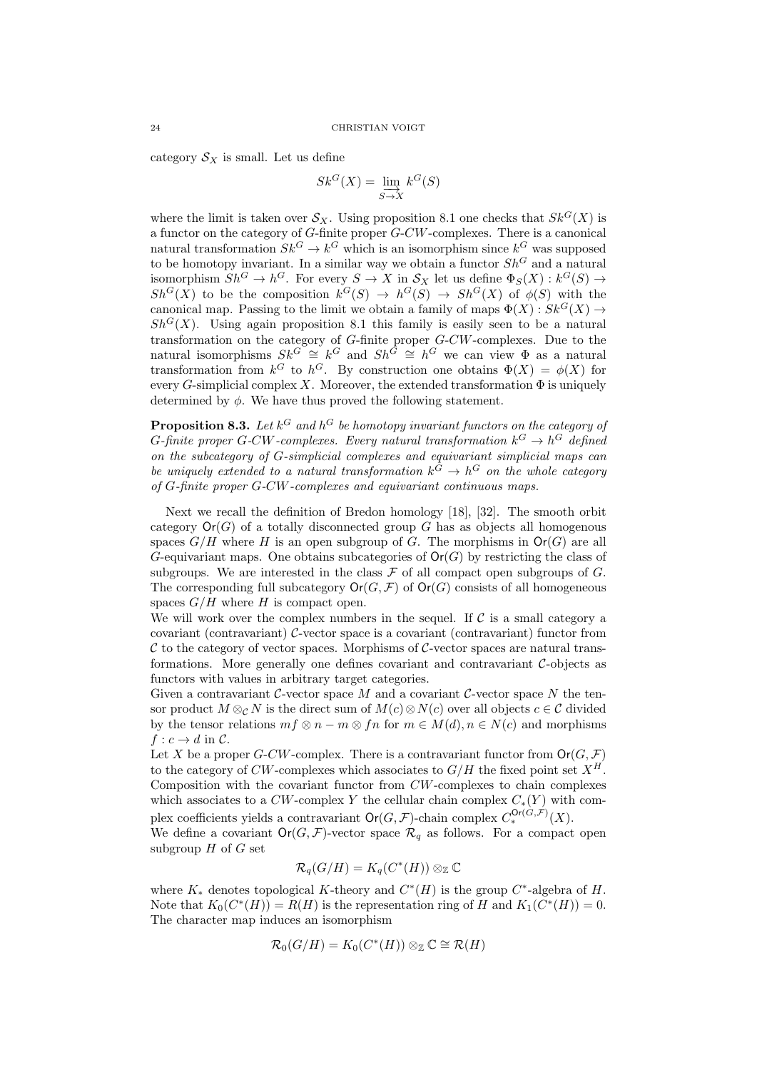category $\mathcal{S}_X$ is small. Let us define

$$Sk^G(X) = \varinjlim_{S \to X} k^G(S)$$

where the limit is taken over $\mathcal{S}_X$. Using proposition 8.1 one checks that $Sk^G(X)$ is a functor on the category of $G$-finite proper $G$-$CW$-complexes. There is a canonical natural transformation $Sk^G \to k^G$ which is an isomorphism since $k^G$ was supposed to be homotopy invariant. In a similar way we obtain a functor $Sh^G$ and a natural isomorphism $Sh^G \to h^G$. For every $S \to X$ in $\mathcal{S}_X$ let us define $\Phi_S(X) : k^G(S) \to Sh^G(X)$ to be the composition $k^G(S) \to h^G(S) \to Sh^G(X)$ of $\phi(S)$ with the canonical map. Passing to the limit we obtain a family of maps $\Phi(X) : Sk^G(X) \to Sh^G(X)$. Using again proposition 8.1 this family is easily seen to be a natural transformation on the category of $G$-finite proper $G$-$CW$-complexes. Due to the natural isomorphisms $Sk^G \cong k^G$ and $Sh^G \cong h^G$ we can view $\Phi$ as a natural transformation from $k^G$ to $h^G$. By construction one obtains $\Phi(X) = \phi(X)$ for every $G$-simplicial complex $X$. Moreover, the extended transformation $\Phi$ is uniquely determined by $\phi$. We have thus proved the following statement.

**Proposition 8.3.** *Let $k^G$ and $h^G$ be homotopy invariant functors on the category of $G$-finite proper $G$-$CW$-complexes. Every natural transformation $k^G \to h^G$ defined on the subcategory of $G$-simplicial complexes and equivariant simplicial maps can be uniquely extended to a natural transformation $k^G \to h^G$ on the whole category of $G$-finite proper $G$-$CW$-complexes and equivariant continuous maps.*

Next we recall the definition of Bredon homology [18], [32]. The smooth orbit category $\mathsf{Or}(G)$ of a totally disconnected group $G$ has as objects all homogenous spaces $G/H$ where $H$ is an open subgroup of $G$. The morphisms in $\mathsf{Or}(G)$ are all $G$-equivariant maps. One obtains subcategories of $\mathsf{Or}(G)$ by restricting the class of subgroups. We are interested in the class $\mathcal{F}$ of all compact open subgroups of $G$. The corresponding full subcategory $\mathsf{Or}(G, \mathcal{F})$ of $\mathsf{Or}(G)$ consists of all homogeneous spaces $G/H$ where $H$ is compact open.

We will work over the complex numbers in the sequel. If $\mathcal{C}$ is a small category a covariant (contravariant) $\mathcal{C}$-vector space is a covariant (contravariant) functor from $\mathcal{C}$ to the category of vector spaces. Morphisms of $\mathcal{C}$-vector spaces are natural transformations. More generally one defines covariant and contravariant $\mathcal{C}$-objects as functors with values in arbitrary target categories.

Given a contravariant $\mathcal{C}$-vector space $M$ and a covariant $\mathcal{C}$-vector space $N$ the tensor product $M \otimes_{\mathcal{C}} N$ is the direct sum of $M(c) \otimes N(c)$ over all objects $c \in \mathcal{C}$ divided by the tensor relations $mf \otimes n - m \otimes fn$ for $m \in M(d), n \in N(c)$ and morphisms $f : c \to d$ in $\mathcal{C}$.

Let $X$ be a proper $G$-$CW$-complex. There is a contravariant functor from $\mathsf{Or}(G, \mathcal{F})$ to the category of $CW$-complexes which associates to $G/H$ the fixed point set $X^H$. Composition with the covariant functor from $CW$-complexes to chain complexes which associates to a $CW$-complex $Y$ the cellular chain complex $C_*(Y)$ with complex coefficients yields a contravariant $\mathsf{Or}(G, \mathcal{F})$-chain complex $C_*^{\mathsf{Or}(G,\mathcal{F})}(X)$.

We define a covariant $\mathsf{Or}(G, \mathcal{F})$-vector space $\mathcal{R}_q$ as follows. For a compact open subgroup $H$ of $G$ set

$$\mathcal{R}_q(G/H) = K_q(C^*(H)) \otimes_{\mathbb{Z}} \mathbb{C}$$

where $K_*$ denotes topological $K$-theory and $C^*(H)$ is the group $C^*$-algebra of $H$. Note that $K_0(C^*(H)) = R(H)$ is the representation ring of $H$ and $K_1(C^*(H)) = 0$. The character map induces an isomorphism

$$\mathcal{R}_0(G/H) = K_0(C^*(H)) \otimes_{\mathbb{Z}} \mathbb{C} \cong \mathcal{R}(H)$$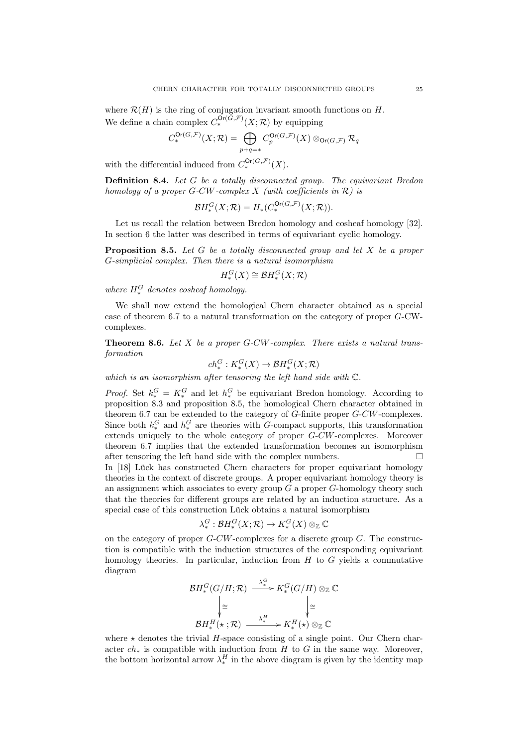where $\mathcal{R}(H)$ is the ring of conjugation invariant smooth functions on $H$. We define a chain complex $C_*^{\mathsf{Or}(G,\mathcal{F})}(X;\mathcal{R})$ by equipping

$$C_*^{\mathsf{Or}(G,\mathcal{F})}(X;\mathcal{R}) = \bigoplus_{p+q=*} C_p^{\mathsf{Or}(G,\mathcal{F})}(X) \otimes_{\mathsf{Or}(G,\mathcal{F})} \mathcal{R}_q$$

with the differential induced from $C_*^{\mathsf{Or}(G,\mathcal{F})}(X)$.

**Definition 8.4.** *Let $G$ be a totally disconnected group. The equivariant Bredon homology of a proper $G$-CW-complex $X$ (with coefficients in $\mathcal{R}$) is*

$$\mathcal{B}H_*^G(X;\mathcal{R}) = H_*(C_*^{\mathsf{Or}(G,\mathcal{F})}(X;\mathcal{R})).$$

Let us recall the relation between Bredon homology and cosheaf homology [32]. In section 6 the latter was described in terms of equivariant cyclic homology.

**Proposition 8.5.** *Let $G$ be a totally disconnected group and let $X$ be a proper $G$-simplicial complex. Then there is a natural isomorphism*

$$H_*^G(X) \cong \mathcal{B}H_*^G(X;\mathcal{R})$$

*where $H_*^G$ denotes cosheaf homology.*

We shall now extend the homological Chern character obtained as a special case of theorem 6.7 to a natural transformation on the category of proper $G$-CW-complexes.

**Theorem 8.6.** *Let $X$ be a proper $G$-CW-complex. There exists a natural transformation*

$$ch_*^G : K_*^G(X) \to \mathcal{B}H_*^G(X;\mathcal{R})$$

*which is an isomorphism after tensoring the left hand side with $\mathbb{C}$.*

*Proof.* Set $k_*^G = K_*^G$ and let $h_*^G$ be equivariant Bredon homology. According to proposition 8.3 and proposition 8.5, the homological Chern character obtained in theorem 6.7 can be extended to the category of $G$-finite proper $G$-CW-complexes. Since both $k_*^G$ and $h_*^G$ are theories with $G$-compact supports, this transformation extends uniquely to the whole category of proper $G$-CW-complexes. Moreover theorem 6.7 implies that the extended transformation becomes an isomorphism after tensoring the left hand side with the complex numbers. □

In [18] Lück has constructed Chern characters for proper equivariant homology theories in the context of discrete groups. A proper equivariant homology theory is an assignment which associates to every group $G$ a proper $G$-homology theory such that the theories for different groups are related by an induction structure. As a special case of this construction Lück obtains a natural isomorphism

$$\lambda_*^G : \mathcal{B}H_*^G(X;\mathcal{R}) \to K_*^G(X) \otimes_{\mathbb{Z}} \mathbb{C}$$

on the category of proper $G$-CW-complexes for a discrete group $G$. The construction is compatible with the induction structures of the corresponding equivariant homology theories. In particular, induction from $H$ to $G$ yields a commutative diagram

$$\begin{array}{ccc} \mathcal{B}H_*^G(G/H;\mathcal{R}) & \xrightarrow{\lambda_*^G} & K_*^G(G/H) \otimes_{\mathbb{Z}} \mathbb{C} \\ \Big\downarrow \cong & & \Big\downarrow \cong \\ \mathcal{B}H_*^H(\star;\mathcal{R}) & \xrightarrow{\lambda_*^H} & K_*^H(\star) \otimes_{\mathbb{Z}} \mathbb{C} \end{array}$$

where $\star$ denotes the trivial $H$-space consisting of a single point. Our Chern character $ch_*$ is compatible with induction from $H$ to $G$ in the same way. Moreover, the bottom horizontal arrow $\lambda_*^H$ in the above diagram is given by the identity map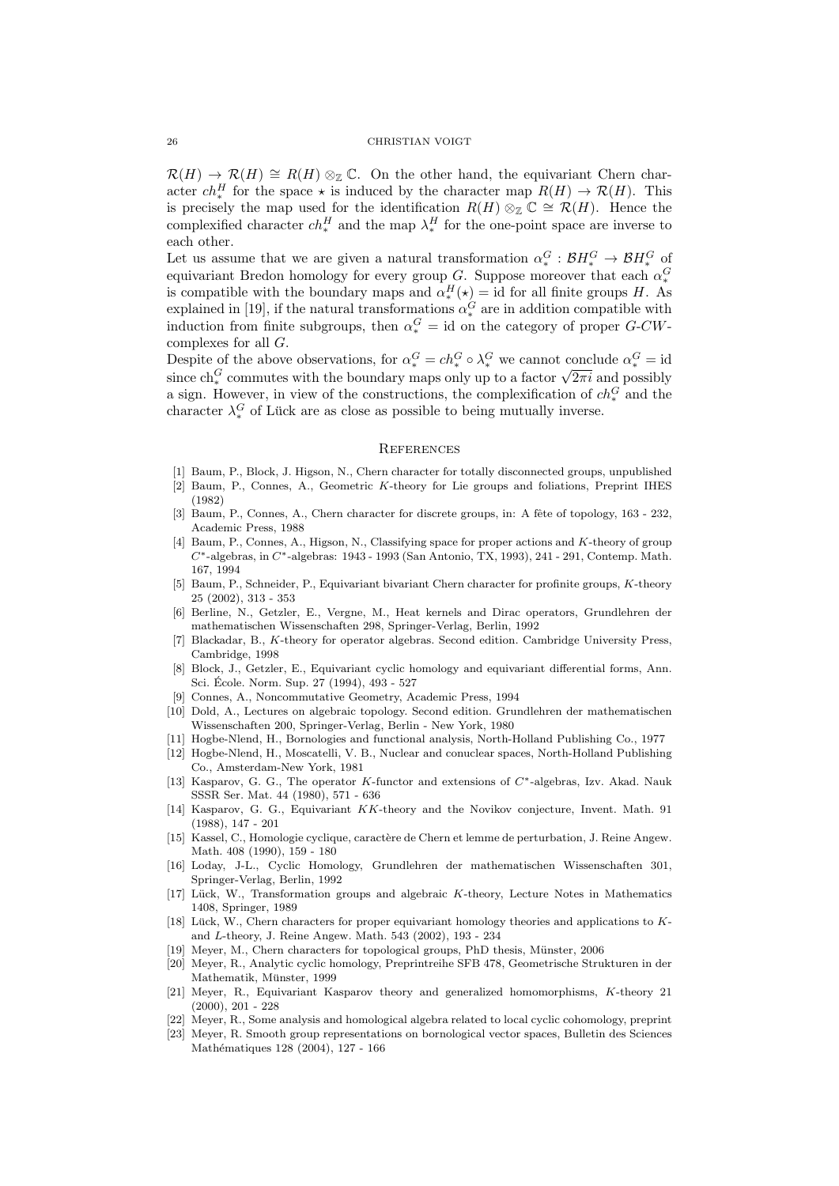$\mathcal{R}(H) \to \mathcal{R}(H) \cong R(H) \otimes_{\mathbb{Z}} \mathbb{C}$. On the other hand, the equivariant Chern character $ch^H_*$ for the space $\star$ is induced by the character map $R(H) \to \mathcal{R}(H)$. This is precisely the map used for the identification $R(H) \otimes_{\mathbb{Z}} \mathbb{C} \cong \mathcal{R}(H)$. Hence the complexified character $ch^H_*$ and the map $\lambda^H_*$ for the one-point space are inverse to each other.

Let us assume that we are given a natural transformation $\alpha^G_* : \mathcal{B}H^G_* \to \mathcal{B}H^G_*$ of equivariant Bredon homology for every group $G$. Suppose moreover that each $\alpha^G_*$ is compatible with the boundary maps and $\alpha^H_*(\star) = \mathrm{id}$ for all finite groups $H$. As explained in [19], if the natural transformations $\alpha^G_*$ are in addition compatible with induction from finite subgroups, then $\alpha^G_* = \mathrm{id}$ on the category of proper $G$-$CW$-complexes for all $G$.

Despite of the above observations, for $\alpha^G_* = ch^G_* \circ \lambda^G_*$ we cannot conclude $\alpha^G_* = \mathrm{id}$ since $\mathrm{ch}^G_*$ commutes with the boundary maps only up to a factor $\sqrt{2\pi i}$ and possibly a sign. However, in view of the constructions, the complexification of $ch^G_*$ and the character $\lambda^G_*$ of Lück are as close as possible to being mutually inverse.

## References

[1] Baum, P., Block, J. Higson, N., Chern character for totally disconnected groups, unpublished

[2] Baum, P., Connes, A., Geometric $K$-theory for Lie groups and foliations, Preprint IHES (1982)

[3] Baum, P., Connes, A., Chern character for discrete groups, in: A fête of topology, 163 - 232, Academic Press, 1988

[4] Baum, P., Connes, A., Higson, N., Classifying space for proper actions and $K$-theory of group $C^*$-algebras, in $C^*$-algebras: 1943 - 1993 (San Antonio, TX, 1993), 241 - 291, Contemp. Math. 167, 1994

[5] Baum, P., Schneider, P., Equivariant bivariant Chern character for profinite groups, $K$-theory 25 (2002), 313 - 353

[6] Berline, N., Getzler, E., Vergne, M., Heat kernels and Dirac operators, Grundlehren der mathematischen Wissenschaften 298, Springer-Verlag, Berlin, 1992

[7] Blackadar, B., $K$-theory for operator algebras. Second edition. Cambridge University Press, Cambridge, 1998

[8] Block, J., Getzler, E., Equivariant cyclic homology and equivariant differential forms, Ann. Sci. École. Norm. Sup. 27 (1994), 493 - 527

[9] Connes, A., Noncommutative Geometry, Academic Press, 1994

[10] Dold, A., Lectures on algebraic topology. Second edition. Grundlehren der mathematischen Wissenschaften 200, Springer-Verlag, Berlin - New York, 1980

[11] Hogbe-Nlend, H., Bornologies and functional analysis, North-Holland Publishing Co., 1977

[12] Hogbe-Nlend, H., Moscatelli, V. B., Nuclear and conuclear spaces, North-Holland Publishing Co., Amsterdam-New York, 1981

[13] Kasparov, G. G., The operator $K$-functor and extensions of $C^*$-algebras, Izv. Akad. Nauk SSSR Ser. Mat. 44 (1980), 571 - 636

[14] Kasparov, G. G., Equivariant $KK$-theory and the Novikov conjecture, Invent. Math. 91 (1988), 147 - 201

[15] Kassel, C., Homologie cyclique, caractère de Chern et lemme de perturbation, J. Reine Angew. Math. 408 (1990), 159 - 180

[16] Loday, J-L., Cyclic Homology, Grundlehren der mathematischen Wissenschaften 301, Springer-Verlag, Berlin, 1992

[17] Lück, W., Transformation groups and algebraic $K$-theory, Lecture Notes in Mathematics 1408, Springer, 1989

[18] Lück, W., Chern characters for proper equivariant homology theories and applications to $K$- and $L$-theory, J. Reine Angew. Math. 543 (2002), 193 - 234

[19] Meyer, M., Chern characters for topological groups, PhD thesis, Münster, 2006

[20] Meyer, R., Analytic cyclic homology, Preprintreihe SFB 478, Geometrische Strukturen in der Mathematik, Münster, 1999

[21] Meyer, R., Equivariant Kasparov theory and generalized homomorphisms, $K$-theory 21 (2000), 201 - 228

[22] Meyer, R., Some analysis and homological algebra related to local cyclic cohomology, preprint

[23] Meyer, R. Smooth group representations on bornological vector spaces, Bulletin des Sciences Mathématiques 128 (2004), 127 - 166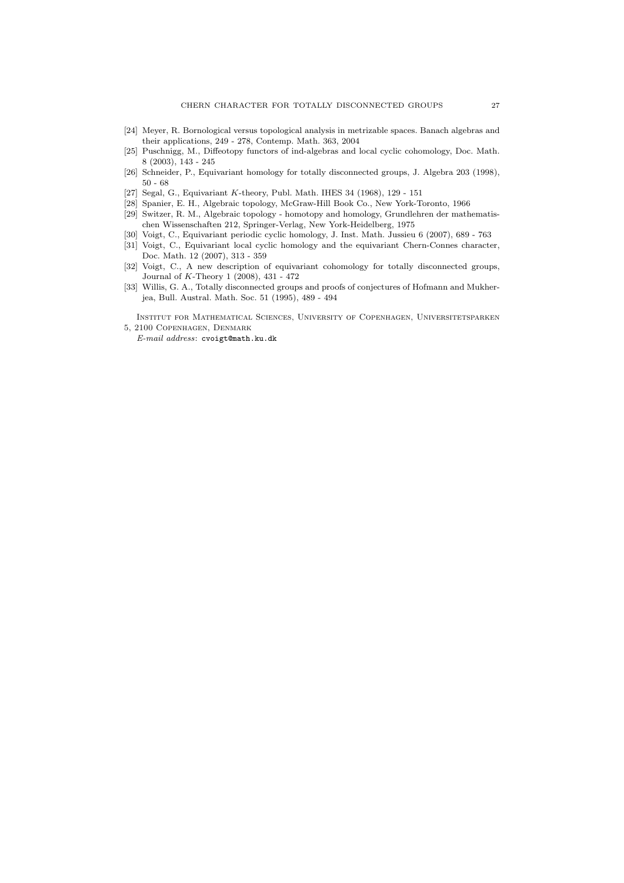[24] Meyer, R. Bornological versus topological analysis in metrizable spaces. Banach algebras and their applications, 249 - 278, Contemp. Math. 363, 2004

[25] Puschnigg, M., Diffeotopy functors of ind-algebras and local cyclic cohomology, Doc. Math. 8 (2003), 143 - 245

[26] Schneider, P., Equivariant homology for totally disconnected groups, J. Algebra 203 (1998), 50 - 68

[27] Segal, G., Equivariant $K$-theory, Publ. Math. IHES 34 (1968), 129 - 151

[28] Spanier, E. H., Algebraic topology, McGraw-Hill Book Co., New York-Toronto, 1966

[29] Switzer, R. M., Algebraic topology - homotopy and homology, Grundlehren der mathematischen Wissenschaften 212, Springer-Verlag, New York-Heidelberg, 1975

[30] Voigt, C., Equivariant periodic cyclic homology, J. Inst. Math. Jussieu 6 (2007), 689 - 763

[31] Voigt, C., Equivariant local cyclic homology and the equivariant Chern-Connes character, Doc. Math. 12 (2007), 313 - 359

[32] Voigt, C., A new description of equivariant cohomology for totally disconnected groups, Journal of $K$-Theory 1 (2008), 431 - 472

[33] Willis, G. A., Totally disconnected groups and proofs of conjectures of Hofmann and Mukherjea, Bull. Austral. Math. Soc. 51 (1995), 489 - 494

Institut for Mathematical Sciences, University of Copenhagen, Universitetsparken 5, 2100 Copenhagen, Denmark

*E-mail address*: cvoigt@math.ku.dk